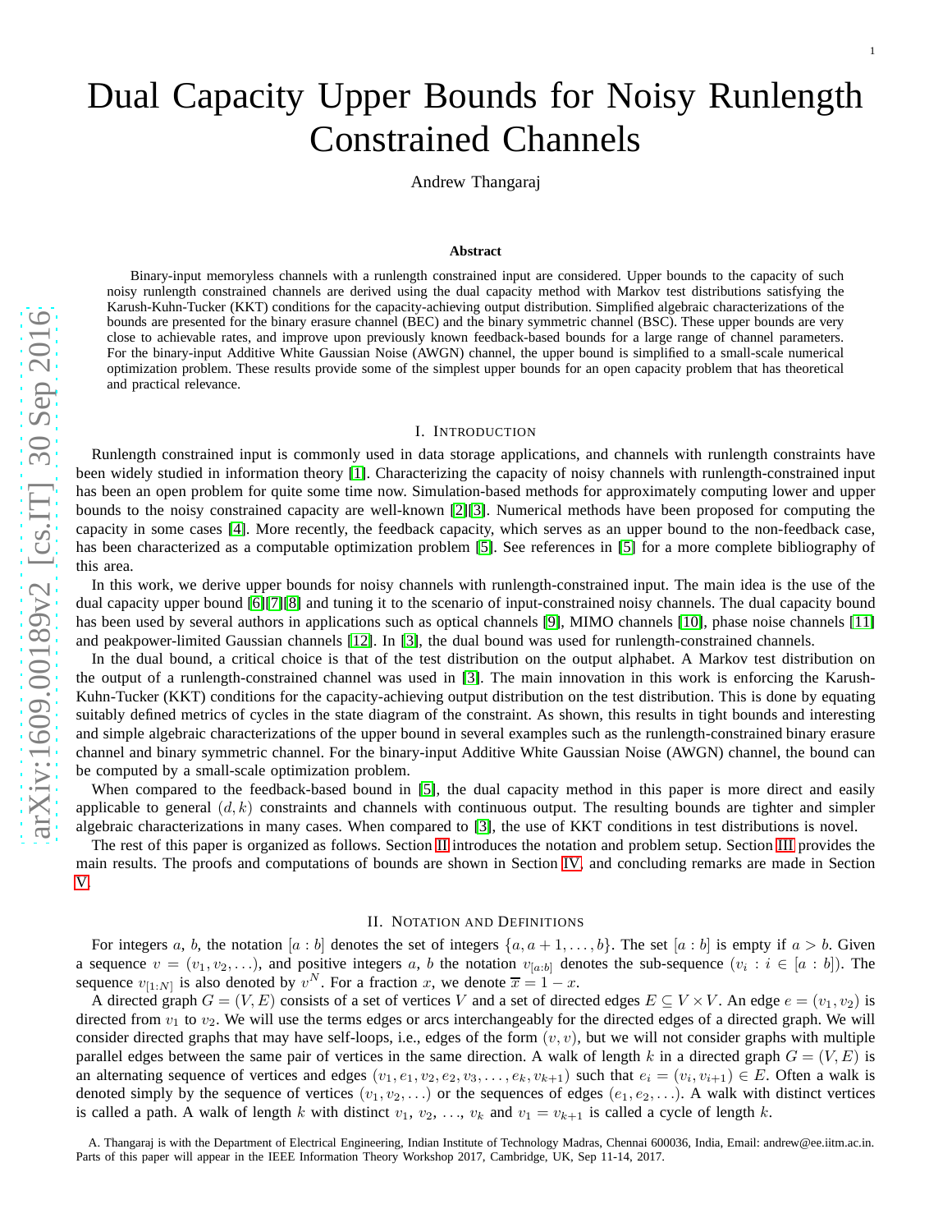# Dual Capacity Upper Bounds for Noisy Runlength Constrained Channels

Andrew Thangaraj

### Abstract

Binary-input memoryless channels with a runlength constrained input are considered. Upper bounds to the capacity of such noisy runlength constrained channels are derived using the dual capacity method with Markov test distributions satisfying the Karush-Kuhn-Tucker (KKT) conditions for the capacity-achieving output distribution. Simplified algebraic characterizations of the bounds are presented for the binary erasure channel (BEC) and the binary symmetric channel (BSC). These upper bounds are very close to achievable rates, and improve upon previously known feedback-based bounds for a large range of channel parameters. For the binary-input Additive White Gaussian Noise (AWGN) channel, the upper bound is simplified to a small-scale numerical optimization problem. These results provide some of the simplest upper bounds for an open capacity problem that has theoretical and practical relevance.

## I. Introduction

Runlength constrained input is commonly used in data storage applications, and channels with runlength constraints have been widely studied in information theory [1]. Characterizing the capacity of noisy channels with runlength-constrained input has been an open problem for quite some time now. Simulation-based methods for approximately computing lower and upper bounds to the noisy constrained capacity are well-known [2][3]. Numerical methods have been proposed for computing the capacity in some cases [4]. More recently, the feedback capacity, which serves as an upper bound to the non-feedback case, has been characterized as a computable optimization problem [5]. See references in [5] for a more complete bibliography of this area.

In this work, we derive upper bounds for noisy channels with runlength-constrained input. The main idea is the use of the dual capacity upper bound [6][7][8] and tuning it to the scenario of input-constrained noisy channels. The dual capacity bound has been used by several authors in applications such as optical channels [9], MIMO channels [10], phase noise channels [11] and peakpower-limited Gaussian channels [12]. In [3], the dual bound was used for runlength-constrained channels.

In the dual bound, a critical choice is that of the test distribution on the output alphabet. A Markov test distribution on the output of a runlength-constrained channel was used in [3]. The main innovation in this work is enforcing the Karush-Kuhn-Tucker (KKT) conditions for the capacity-achieving output distribution on the test distribution. This is done by equating suitably defined metrics of cycles in the state diagram of the constraint. As shown, this results in tight bounds and interesting and simple algebraic characterizations of the upper bound in several examples such as the runlength-constrained binary erasure channel and binary symmetric channel. For the binary-input Additive White Gaussian Noise (AWGN) channel, the bound can be computed by a small-scale optimization problem.

When compared to the feedback-based bound in [5], the dual capacity method in this paper is more direct and easily applicable to general $(d, k)$ constraints and channels with continuous output. The resulting bounds are tighter and simpler algebraic characterizations in many cases. When compared to [3], the use of KKT conditions in test distributions is novel.

The rest of this paper is organized as follows. Section II introduces the notation and problem setup. Section III provides the main results. The proofs and computations of bounds are shown in Section IV, and concluding remarks are made in Section V.

## II. Notation and Definitions

For integers $a$, $b$, the notation $[a : b]$ denotes the set of integers $\{a, a+1, \ldots, b\}$. The set $[a : b]$ is empty if $a > b$. Given a sequence $v = (v_1, v_2, \ldots)$, and positive integers $a$, $b$ the notation $v_{[a:b]}$ denotes the sub-sequence $(v_i : i \in [a : b])$. The sequence $v_{[1:N]}$ is also denoted by $v^N$. For a fraction $x$, we denote $\overline{x} = 1 - x$.

A directed graph $G = (V, E)$ consists of a set of vertices $V$ and a set of directed edges $E \subseteq V \times V$. An edge $e = (v_1, v_2)$ is directed from $v_1$ to $v_2$. We will use the terms edges or arcs interchangeably for the directed edges of a directed graph. We will consider directed graphs that may have self-loops, i.e., edges of the form $(v, v)$, but we will not consider graphs with multiple parallel edges between the same pair of vertices in the same direction. A walk of length $k$ in a directed graph $G = (V, E)$ is an alternating sequence of vertices and edges $(v_1, e_1, v_2, e_2, v_3, \ldots, e_k, v_{k+1})$ such that $e_i = (v_i, v_{i+1}) \in E$. Often a walk is denoted simply by the sequence of vertices $(v_1, v_2, \ldots)$ or the sequences of edges $(e_1, e_2, \ldots)$. A walk with distinct vertices is called a path. A walk of length $k$ with distinct $v_1$, $v_2$, $\ldots$, $v_k$ and $v_1 = v_{k+1}$ is called a cycle of length $k$.

A. Thangaraj is with the Department of Electrical Engineering, Indian Institute of Technology Madras, Chennai 600036, India, Email: andrew@ee.iitm.ac.in. Parts of this paper will appear in the IEEE Information Theory Workshop 2017, Cambridge, UK, Sep 11-14, 2017.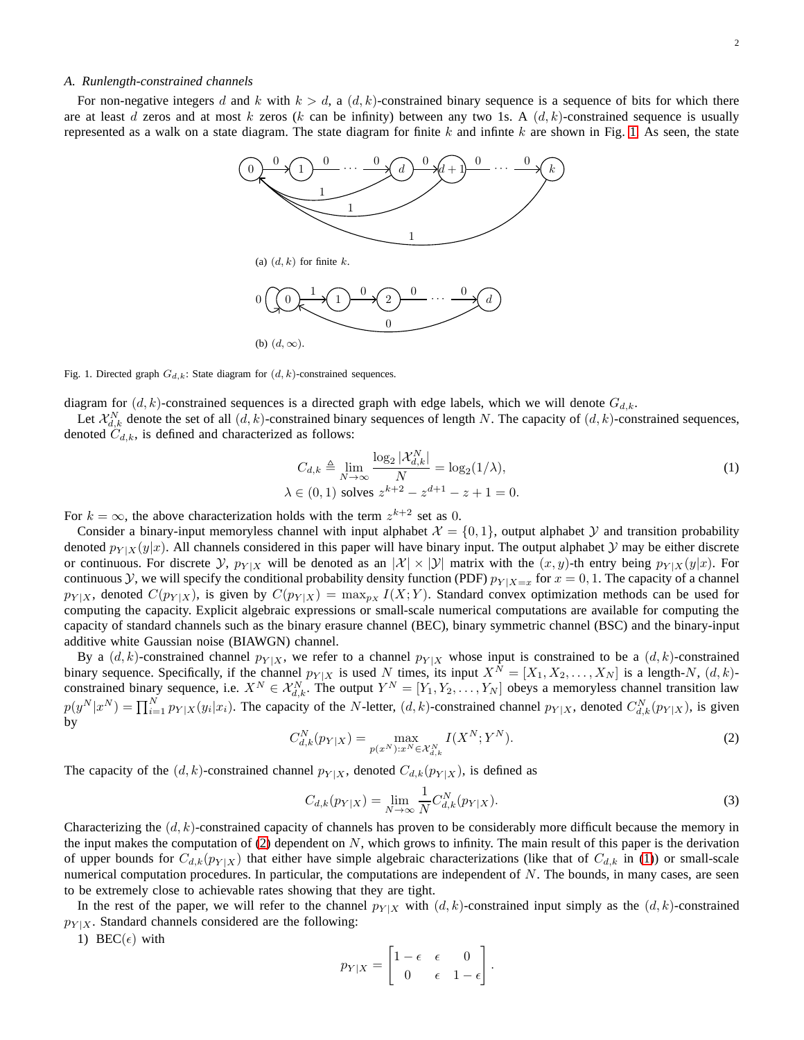### A. Runlength-constrained channels

For non-negative integers $d$ and $k$ with $k > d$, a $(d, k)$-constrained binary sequence is a sequence of bits for which there are at least $d$ zeros and at most $k$ zeros ($k$ can be infinity) between any two 1s. A $(d, k)$-constrained sequence is usually represented as a walk on a state diagram. The state diagram for finite $k$ and infinte $k$ are shown in Fig. 1. As seen, the state diagram for $(d, k)$-constrained sequences is a directed graph with edge labels, which we will denote $G_{d,k}$.

(a) $(d, k)$ for finite $k$.

(b) $(d, \infty)$.

Fig. 1. Directed graph $G_{d,k}$: State diagram for $(d, k)$-constrained sequences.

Let $\mathcal{X}_{d,k}^N$ denote the set of all $(d, k)$-constrained binary sequences of length $N$. The capacity of $(d, k)$-constrained sequences, denoted $C_{d,k}$, is defined and characterized as follows:

$$
\begin{aligned}
C_{d,k} \triangleq \lim_{N \to \infty} \frac{\log_2 |\mathcal{X}_{d,k}^N|}{N} = \log_2(1/\lambda), \\
\lambda \in (0, 1) \text{ solves } z^{k+2} - z^{d+1} - z + 1 = 0.
\end{aligned} \tag{1}
$$

For $k = \infty$, the above characterization holds with the term $z^{k+2}$ set as 0.

Consider a binary-input memoryless channel with input alphabet $\mathcal{X} = \{0, 1\}$, output alphabet $\mathcal{Y}$ and transition probability denoted $p_{Y|X}(y|x)$. All channels considered in this paper will have binary input. The output alphabet $\mathcal{Y}$ may be either discrete or continuous. For discrete $\mathcal{Y}$, $p_{Y|X}$ will be denoted as an $|\mathcal{X}| \times |\mathcal{Y}|$ matrix with the $(x, y)$-th entry being $p_{Y|X}(y|x)$. For continuous $\mathcal{Y}$, we will specify the conditional probability density function (PDF) $p_{Y|X=x}$ for $x = 0, 1$. The capacity of a channel $p_{Y|X}$, denoted $C(p_{Y|X})$, is given by $C(p_{Y|X}) = \max_{p_X} I(X; Y)$. Standard convex optimization methods can be used for computing the capacity. Explicit algebraic expressions or small-scale numerical computations are available for computing the capacity of standard channels such as the binary erasure channel (BEC), binary symmetric channel (BSC) and the binary-input additive white Gaussian noise (BIAWGN) channel.

By a $(d, k)$-constrained channel $p_{Y|X}$, we refer to a channel $p_{Y|X}$ whose input is constrained to be a $(d, k)$-constrained binary sequence. Specifically, if the channel $p_{Y|X}$ is used $N$ times, its input $X^N = [X_1, X_2, \ldots, X_N]$ is a length-$N$, $(d, k)$-constrained binary sequence, i.e. $X^N \in \mathcal{X}_{d,k}^N$. The output $Y^N = [Y_1, Y_2, \ldots, Y_N]$ obeys a memoryless channel transition law $p(y^N|x^N) = \prod_{i=1}^N p_{Y|X}(y_i|x_i)$. The capacity of the $N$-letter, $(d, k)$-constrained channel $p_{Y|X}$, denoted $C_{d,k}^N(p_{Y|X})$, is given by

$$
C_{d,k}^N(p_{Y|X}) = \max_{p(x^N): x^N \in \mathcal{X}_{d,k}^N} I(X^N; Y^N). \tag{2}
$$

The capacity of the $(d, k)$-constrained channel $p_{Y|X}$, denoted $C_{d,k}(p_{Y|X})$, is defined as

$$
C_{d,k}(p_{Y|X}) = \lim_{N \to \infty} \frac{1}{N} C_{d,k}^N(p_{Y|X}). \tag{3}
$$

Characterizing the $(d, k)$-constrained capacity of channels has proven to be considerably more difficult because the memory in the input makes the computation of (2) dependent on $N$, which grows to infinity. The main result of this paper is the derivation of upper bounds for $C_{d,k}(p_{Y|X})$ that either have simple algebraic characterizations (like that of $C_{d,k}$ in (1)) or small-scale numerical computation procedures. In particular, the computations are independent of $N$. The bounds, in many cases, are seen to be extremely close to achievable rates showing that they are tight.

In the rest of the paper, we will refer to the channel $p_{Y|X}$ with $(d, k)$-constrained input simply as the $(d, k)$-constrained $p_{Y|X}$. Standard channels considered are the following:

1) BEC($\epsilon$) with

$$
p_{Y|X} = \begin{bmatrix} 1-\epsilon & \epsilon & 0 \\ 0 & \epsilon & 1-\epsilon \end{bmatrix}.
$$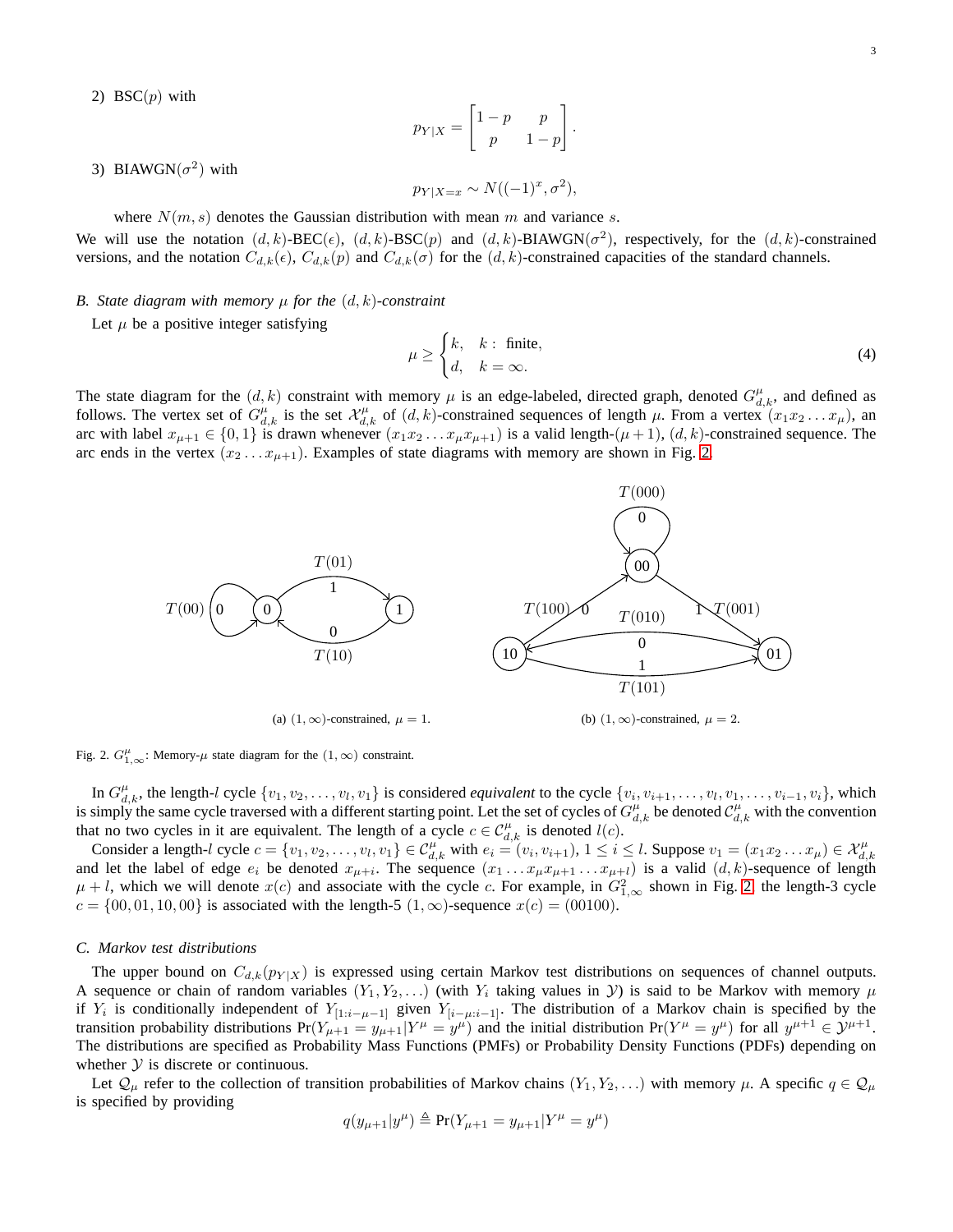2) BSC($p$) with

$$p_{Y|X} = \begin{bmatrix} 1-p & p \\ p & 1-p \end{bmatrix}.$$

3) BIAWGN($\sigma^2$) with

$$p_{Y|X=x} \sim N((-1)^x, \sigma^2),$$

where $N(m, s)$ denotes the Gaussian distribution with mean $m$ and variance $s$.

We will use the notation $(d,k)$-BEC($\epsilon$), $(d,k)$-BSC($p$) and $(d,k)$-BIAWGN($\sigma^2$), respectively, for the $(d,k)$-constrained versions, and the notation $C_{d,k}(\epsilon)$, $C_{d,k}(p)$ and $C_{d,k}(\sigma)$ for the $(d,k)$-constrained capacities of the standard channels.

### *B. State diagram with memory $\mu$ for the $(d,k)$-constraint*

Let $\mu$ be a positive integer satisfying

$$\mu \geq \begin{cases} k, & k: \text{ finite}, \\ d, & k = \infty. \end{cases} \tag{4}$$

The state diagram for the $(d,k)$ constraint with memory $\mu$ is an edge-labeled, directed graph, denoted $G^{\mu}_{d,k}$, and defined as follows. The vertex set of $G^{\mu}_{d,k}$ is the set $\mathcal{X}^{\mu}_{d,k}$ of $(d,k)$-constrained sequences of length $\mu$. From a vertex $(x_1 x_2 \ldots x_\mu)$, an arc with label $x_{\mu+1} \in \{0,1\}$ is drawn whenever $(x_1 x_2 \ldots x_\mu x_{\mu+1})$ is a valid length-$(\mu+1)$, $(d,k)$-constrained sequence. The arc ends in the vertex $(x_2 \ldots x_{\mu+1})$. Examples of state diagrams with memory are shown in Fig. 2.

(a) $(1,\infty)$-constrained, $\mu = 1$.

(b) $(1,\infty)$-constrained, $\mu = 2$.

Fig. 2. $G^{\mu}_{1,\infty}$: Memory-$\mu$ state diagram for the $(1,\infty)$ constraint.

In $G^{\mu}_{d,k}$, the length-$l$ cycle $\{v_1, v_2, \ldots, v_l, v_1\}$ is considered *equivalent* to the cycle $\{v_i, v_{i+1}, \ldots, v_l, v_1, \ldots, v_{i-1}, v_i\}$, which is simply the same cycle traversed with a different starting point. Let the set of cycles of $G^{\mu}_{d,k}$ be denoted $\mathcal{C}^{\mu}_{d,k}$ with the convention that no two cycles in it are equivalent. The length of a cycle $c \in \mathcal{C}^{\mu}_{d,k}$ is denoted $l(c)$.

Consider a length-$l$ cycle $c = \{v_1, v_2, \ldots, v_l, v_1\} \in \mathcal{C}^{\mu}_{d,k}$ with $e_i = (v_i, v_{i+1})$, $1 \leq i \leq l$. Suppose $v_1 = (x_1 x_2 \ldots x_\mu) \in \mathcal{X}^{\mu}_{d,k}$ and let the label of edge $e_i$ be denoted $x_{\mu+i}$. The sequence $(x_1 \ldots x_\mu x_{\mu+1} \ldots x_{\mu+l})$ is a valid $(d,k)$-sequence of length $\mu + l$, which we will denote $x(c)$ and associate with the cycle $c$. For example, in $G^2_{1,\infty}$ shown in Fig. 2, the length-3 cycle $c = \{00, 01, 10, 00\}$ is associated with the length-5 $(1,\infty)$-sequence $x(c) = (00100)$.

### *C. Markov test distributions*

The upper bound on $C_{d,k}(p_{Y|X})$ is expressed using certain Markov test distributions on sequences of channel outputs. A sequence or chain of random variables $(Y_1, Y_2, \ldots)$ (with $Y_i$ taking values in $\mathcal{Y}$) is said to be Markov with memory $\mu$ if $Y_i$ is conditionally independent of $Y_{[1:i-\mu-1]}$ given $Y_{[i-\mu:i-1]}$. The distribution of a Markov chain is specified by the transition probability distributions $\Pr(Y_{\mu+1} = y_{\mu+1} | Y^\mu = y^\mu)$ and the initial distribution $\Pr(Y^\mu = y^\mu)$ for all $y^{\mu+1} \in \mathcal{Y}^{\mu+1}$. The distributions are specified as Probability Mass Functions (PMFs) or Probability Density Functions (PDFs) depending on whether $\mathcal{Y}$ is discrete or continuous.

Let $\mathcal{Q}_\mu$ refer to the collection of transition probabilities of Markov chains $(Y_1, Y_2, \ldots)$ with memory $\mu$. A specific $q \in \mathcal{Q}_\mu$ is specified by providing

$$q(y_{\mu+1} | y^\mu) \triangleq \Pr(Y_{\mu+1} = y_{\mu+1} | Y^\mu = y^\mu)$$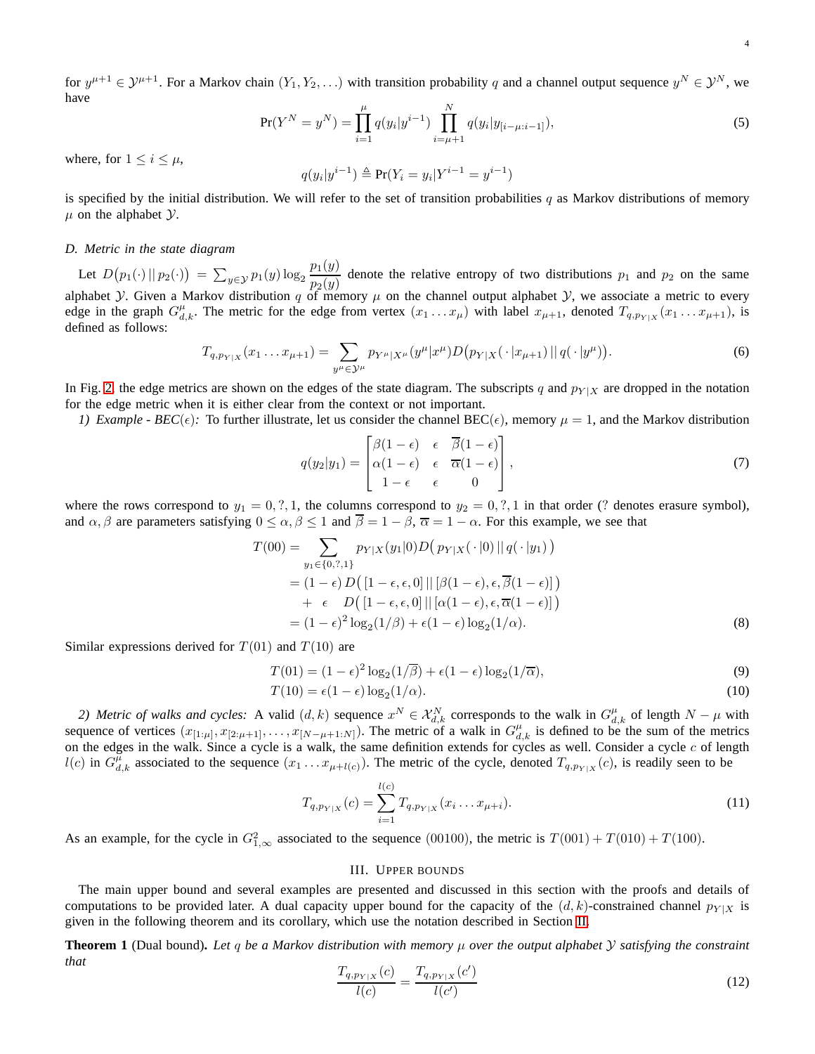for $y^{\mu+1} \in \mathcal{Y}^{\mu+1}$. For a Markov chain $(Y_1, Y_2, \ldots)$ with transition probability $q$ and a channel output sequence $y^N \in \mathcal{Y}^N$, we have

$$\Pr(Y^N = y^N) = \prod_{i=1}^{\mu} q(y_i|y^{i-1}) \prod_{i=\mu+1}^{N} q(y_i|y_{[i-\mu:i-1]}), \tag{5}$$

where, for $1 \le i \le \mu$,

$$q(y_i|y^{i-1}) \triangleq \Pr(Y_i = y_i|Y^{i-1} = y^{i-1})$$

is specified by the initial distribution. We will refer to the set of transition probabilities $q$ as Markov distributions of memory $\mu$ on the alphabet $\mathcal{Y}$.

### D. Metric in the state diagram

Let $D\big(p_1(\cdot)\,||\,p_2(\cdot)\big) = \sum_{y\in\mathcal{Y}} p_1(y)\log_2 \dfrac{p_1(y)}{p_2(y)}$ denote the relative entropy of two distributions $p_1$ and $p_2$ on the same alphabet $\mathcal{Y}$. Given a Markov distribution $q$ of memory $\mu$ on the channel output alphabet $\mathcal{Y}$, we associate a metric to every edge in the graph $G^{\mu}_{d,k}$. The metric for the edge from vertex $(x_1 \ldots x_\mu)$ with label $x_{\mu+1}$, denoted $T_{q,p_{Y|X}}(x_1 \ldots x_{\mu+1})$, is defined as follows:

$$T_{q,p_{Y|X}}(x_1 \ldots x_{\mu+1}) = \sum_{y^\mu \in \mathcal{Y}^\mu} p_{Y^\mu|X^\mu}(y^\mu|x^\mu) D\big(p_{Y|X}(\,\cdot\,|x_{\mu+1})\,||\,q(\,\cdot\,|y^\mu)\big). \tag{6}$$

In Fig. 2, the edge metrics are shown on the edges of the state diagram. The subscripts $q$ and $p_{Y|X}$ are dropped in the notation for the edge metric when it is either clear from the context or not important.

*1) Example - BEC($\epsilon$):* To further illustrate, let us consider the channel BEC($\epsilon$), memory $\mu = 1$, and the Markov distribution

$$q(y_2|y_1) = \begin{bmatrix} \beta(1-\epsilon) & \epsilon & \overline{\beta}(1-\epsilon) \\ \alpha(1-\epsilon) & \epsilon & \overline{\alpha}(1-\epsilon) \\ 1-\epsilon & \epsilon & 0 \end{bmatrix}, \tag{7}$$

where the rows correspond to $y_1 = 0, ?, 1$, the columns correspond to $y_2 = 0, ?, 1$ in that order (? denotes erasure symbol), and $\alpha, \beta$ are parameters satisfying $0 \le \alpha, \beta \le 1$ and $\overline{\beta} = 1-\beta$, $\overline{\alpha} = 1-\alpha$. For this example, we see that

$$\begin{aligned} T(00) &= \sum_{y_1\in\{0,?,1\}} p_{Y|X}(y_1|0) D\big(\,p_{Y|X}(\,\cdot\,|0)\,||\,q(\,\cdot\,|y_1)\,\big) \\ &= (1-\epsilon)\, D\big(\,[1-\epsilon, \epsilon, 0]\,||\,[\beta(1-\epsilon), \epsilon, \overline{\beta}(1-\epsilon)]\,\big) \\ &\quad +\ \epsilon \quad D\big(\,[1-\epsilon, \epsilon, 0]\,||\,[\alpha(1-\epsilon), \epsilon, \overline{\alpha}(1-\epsilon)]\,\big) \\ &= (1-\epsilon)^2 \log_2(1/\beta) + \epsilon(1-\epsilon)\log_2(1/\alpha). \end{aligned} \tag{8}$$

Similar expressions derived for $T(01)$ and $T(10)$ are

$$T(01) = (1-\epsilon)^2 \log_2(1/\overline{\beta}) + \epsilon(1-\epsilon)\log_2(1/\overline{\alpha}), \tag{9}$$

$$T(10) = \epsilon(1-\epsilon)\log_2(1/\alpha). \tag{10}$$

*2) Metric of walks and cycles:* A valid $(d,k)$ sequence $x^N \in \mathcal{X}^N_{d,k}$ corresponds to the walk in $G^{\mu}_{d,k}$ of length $N-\mu$ with sequence of vertices $(x_{[1:\mu]}, x_{[2:\mu+1]}, \ldots, x_{[N-\mu+1:N]})$. The metric of a walk in $G^{\mu}_{d,k}$ is defined to be the sum of the metrics on the edges in the walk. Since a cycle is a walk, the same definition extends for cycles as well. Consider a cycle $c$ of length $l(c)$ in $G^{\mu}_{d,k}$ associated to the sequence $(x_1 \ldots x_{\mu+l(c)})$. The metric of the cycle, denoted $T_{q,p_{Y|X}}(c)$, is readily seen to be

$$T_{q,p_{Y|X}}(c) = \sum_{i=1}^{l(c)} T_{q,p_{Y|X}}(x_i \ldots x_{\mu+i}). \tag{11}$$

As an example, for the cycle in $G^2_{1,\infty}$ associated to the sequence $(00100)$, the metric is $T(001) + T(010) + T(100)$.

## III. Upper bounds

The main upper bound and several examples are presented and discussed in this section with the proofs and details of computations to be provided later. A dual capacity upper bound for the capacity of the $(d,k)$-constrained channel $p_{Y|X}$ is given in the following theorem and its corollary, which use the notation described in Section II.

**Theorem 1** (Dual bound)**.** *Let $q$ be a Markov distribution with memory $\mu$ over the output alphabet $\mathcal{Y}$ satisfying the constraint that*

$$\frac{T_{q,p_{Y|X}}(c)}{l(c)} = \frac{T_{q,p_{Y|X}}(c')}{l(c')} \tag{12}$$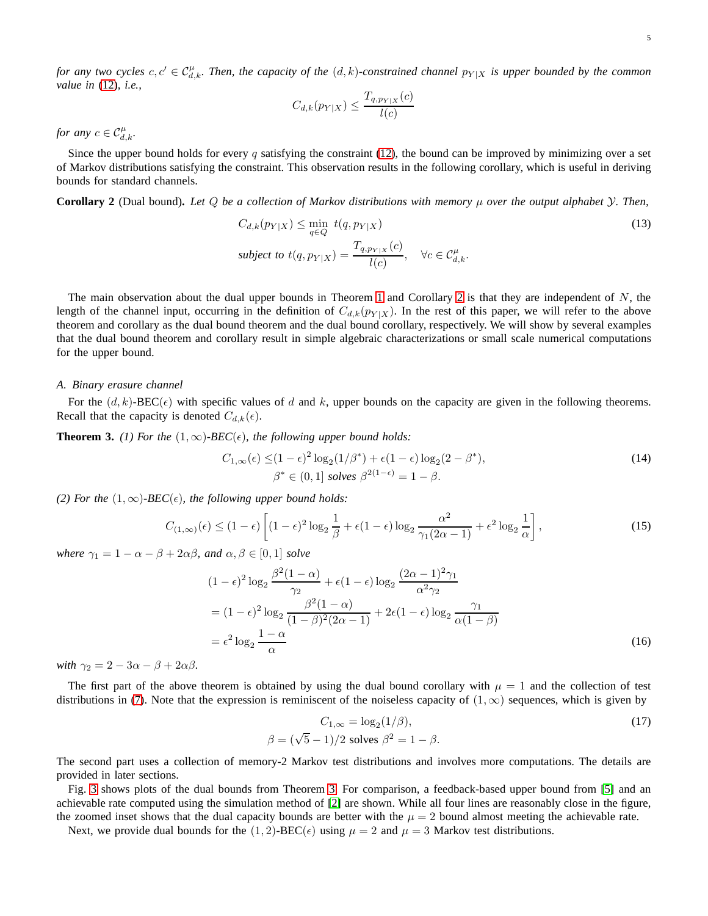*for any two cycles $c, c' \in \mathcal{C}^{\mu}_{d,k}$. Then, the capacity of the $(d,k)$-constrained channel $p_{Y|X}$ is upper bounded by the common value in (12), i.e.,*

$$C_{d,k}(p_{Y|X}) \leq \frac{T_{q,p_{Y|X}}(c)}{l(c)}$$

*for any $c \in \mathcal{C}^{\mu}_{d,k}$.*

Since the upper bound holds for every $q$ satisfying the constraint (12), the bound can be improved by minimizing over a set of Markov distributions satisfying the constraint. This observation results in the following corollary, which is useful in deriving bounds for standard channels.

**Corollary 2** (Dual bound)**.** *Let $Q$ be a collection of Markov distributions with memory $\mu$ over the output alphabet $\mathcal{Y}$. Then,*

$$\begin{aligned}
&C_{d,k}(p_{Y|X}) \leq \min_{q \in Q} \ t(q, p_{Y|X}) \\
&\text{subject to } t(q, p_{Y|X}) = \frac{T_{q,p_{Y|X}}(c)}{l(c)}, \quad \forall c \in \mathcal{C}^{\mu}_{d,k}.
\end{aligned} \tag{13}$$

The main observation about the dual upper bounds in Theorem 1 and Corollary 2 is that they are independent of $N$, the length of the channel input, occurring in the definition of $C_{d,k}(p_{Y|X})$. In the rest of this paper, we will refer to the above theorem and corollary as the dual bound theorem and the dual bound corollary, respectively. We will show by several examples that the dual bound theorem and corollary result in simple algebraic characterizations or small scale numerical computations for the upper bound.

### A. Binary erasure channel

For the $(d,k)$-BEC($\epsilon$) with specific values of $d$ and $k$, upper bounds on the capacity are given in the following theorems. Recall that the capacity is denoted $C_{d,k}(\epsilon)$.

**Theorem 3.** *(1) For the $(1,\infty)$-BEC($\epsilon$), the following upper bound holds:*

$$\begin{aligned}
C_{1,\infty}(\epsilon) \leq& (1-\epsilon)^2 \log_2(1/\beta^*) + \epsilon(1-\epsilon)\log_2(2-\beta^*), \\
&\beta^* \in (0,1] \text{ solves } \beta^{2(1-\epsilon)} = 1-\beta.
\end{aligned} \tag{14}$$

*(2) For the $(1,\infty)$-BEC($\epsilon$), the following upper bound holds:*

$$C_{(1,\infty)}(\epsilon) \leq (1-\epsilon)\left[(1-\epsilon)^2 \log_2 \frac{1}{\beta} + \epsilon(1-\epsilon)\log_2 \frac{\alpha^2}{\gamma_1(2\alpha-1)} + \epsilon^2 \log_2 \frac{1}{\alpha}\right], \tag{15}$$

*where $\gamma_1 = 1-\alpha-\beta+2\alpha\beta$, and $\alpha, \beta \in [0,1]$ solve*

$$\begin{aligned}
&(1-\epsilon)^2 \log_2 \frac{\beta^2(1-\alpha)}{\gamma_2} + \epsilon(1-\epsilon)\log_2 \frac{(2\alpha-1)^2\gamma_1}{\alpha^2\gamma_2} \\
&= (1-\epsilon)^2 \log_2 \frac{\beta^2(1-\alpha)}{(1-\beta)^2(2\alpha-1)} + 2\epsilon(1-\epsilon)\log_2 \frac{\gamma_1}{\alpha(1-\beta)} \\
&= \epsilon^2 \log_2 \frac{1-\alpha}{\alpha}
\end{aligned} \tag{16}$$

*with $\gamma_2 = 2-3\alpha-\beta+2\alpha\beta$.*

The first part of the above theorem is obtained by using the dual bound corollary with $\mu = 1$ and the collection of test distributions in (7). Note that the expression is reminiscent of the noiseless capacity of $(1,\infty)$ sequences, which is given by

$$\begin{aligned}
C_{1,\infty} &= \log_2(1/\beta), \\
\beta = (\sqrt{5}-1)/2 &\text{ solves } \beta^2 = 1-\beta.
\end{aligned} \tag{17}$$

The second part uses a collection of memory-2 Markov test distributions and involves more computations. The details are provided in later sections.

Fig. 3 shows plots of the dual bounds from Theorem 3. For comparison, a feedback-based upper bound from [5] and an achievable rate computed using the simulation method of [2] are shown. While all four lines are reasonably close in the figure, the zoomed inset shows that the dual capacity bounds are better with the $\mu = 2$ bound almost meeting the achievable rate.

Next, we provide dual bounds for the $(1,2)$-BEC($\epsilon$) using $\mu = 2$ and $\mu = 3$ Markov test distributions.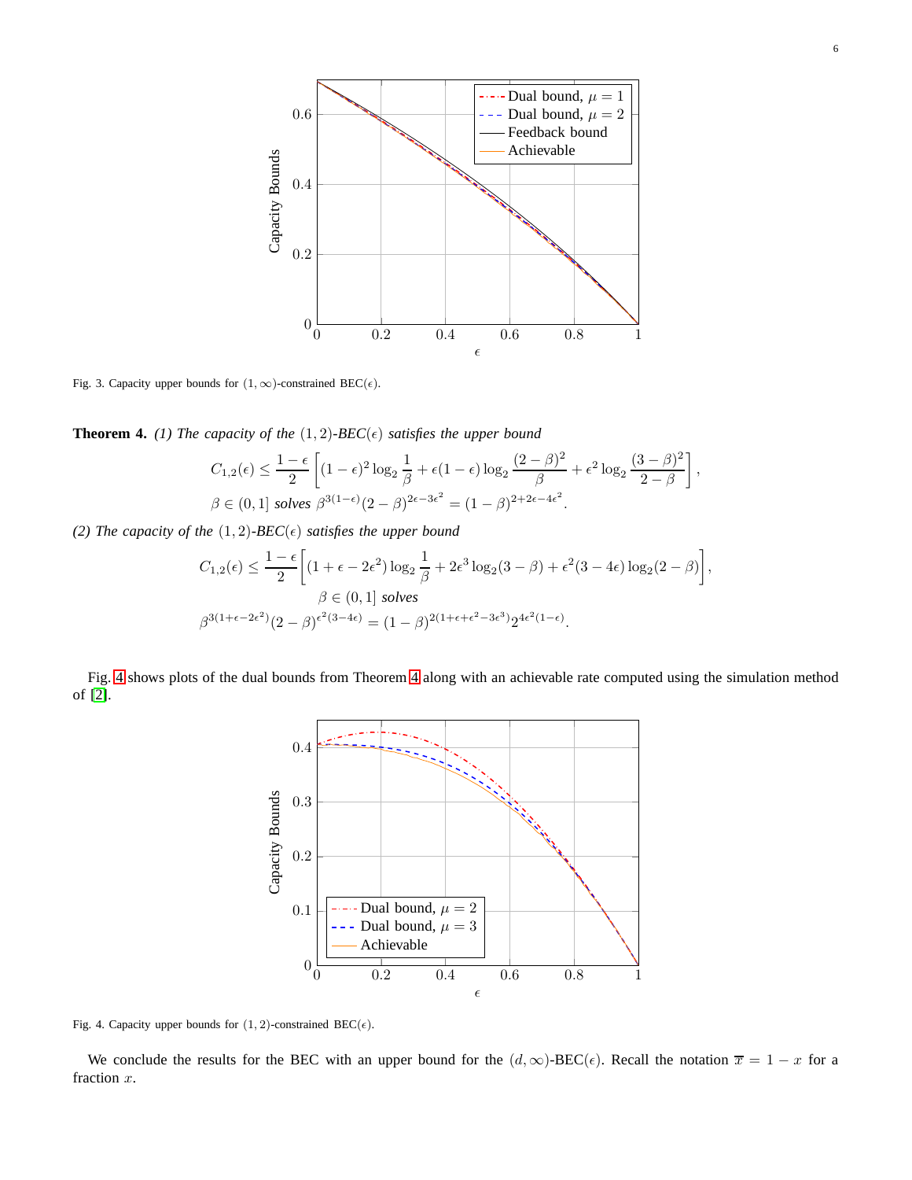Fig. 3. Capacity upper bounds for $(1,\infty)$-constrained BEC($\epsilon$).

**Theorem 4.** *(1) The capacity of the* $(1,2)$*-BEC*$(\epsilon)$ *satisfies the upper bound*

$$C_{1,2}(\epsilon) \leq \frac{1-\epsilon}{2}\left[(1-\epsilon)^2\log_2\frac{1}{\beta} + \epsilon(1-\epsilon)\log_2\frac{(2-\beta)^2}{\beta} + \epsilon^2\log_2\frac{(3-\beta)^2}{2-\beta}\right],$$

$$\beta \in (0,1] \text{ solves } \beta^{3(1-\epsilon)}(2-\beta)^{2\epsilon-3\epsilon^2} = (1-\beta)^{2+2\epsilon-4\epsilon^2}.$$

*(2) The capacity of the* $(1,2)$*-BEC*$(\epsilon)$ *satisfies the upper bound*

$$C_{1,2}(\epsilon) \leq \frac{1-\epsilon}{2}\left[(1+\epsilon-2\epsilon^2)\log_2\frac{1}{\beta} + 2\epsilon^3\log_2(3-\beta) + \epsilon^2(3-4\epsilon)\log_2(2-\beta)\right],$$

$$\beta \in (0,1] \text{ solves}$$

$$\beta^{3(1+\epsilon-2\epsilon^2)}(2-\beta)^{\epsilon^2(3-4\epsilon)} = (1-\beta)^{2(1+\epsilon+\epsilon^2-3\epsilon^3)}2^{4\epsilon^2(1-\epsilon)}.$$

Fig. 4 shows plots of the dual bounds from Theorem 4 along with an achievable rate computed using the simulation method of [2].

Fig. 4. Capacity upper bounds for $(1,2)$-constrained BEC($\epsilon$).

We conclude the results for the BEC with an upper bound for the $(d,\infty)$-BEC($\epsilon$). Recall the notation $\overline{x} = 1 - x$ for a fraction $x$.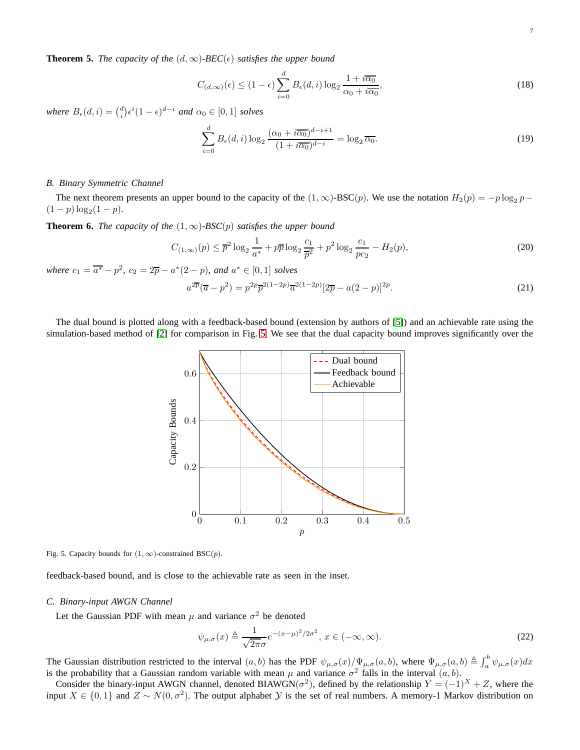**Theorem 5.** *The capacity of the* $(d,\infty)$*-BEC*$(\epsilon)$ *satisfies the upper bound*

$$C_{(d,\infty)}(\epsilon) \leq (1-\epsilon)\sum_{i=0}^{d} B_\epsilon(d,i)\log_2 \frac{1+i\overline{\alpha_0}}{\alpha_0+i\overline{\alpha_0}}, \tag{18}$$

*where* $B_\epsilon(d,i) = \binom{d}{i}\epsilon^i(1-\epsilon)^{d-i}$ *and* $\alpha_0 \in [0,1]$ *solves*

$$\sum_{i=0}^{d} B_\epsilon(d,i)\log_2 \frac{(\alpha_0+i\overline{\alpha_0})^{d-i+1}}{(1+i\overline{\alpha_0})^{d-i}} = \log_2 \overline{\alpha_0}. \tag{19}$$

### B. Binary Symmetric Channel

The next theorem presents an upper bound to the capacity of the $(1,\infty)$-BSC$(p)$. We use the notation $H_2(p) = -p\log_2 p - (1-p)\log_2(1-p)$.

**Theorem 6.** *The capacity of the* $(1,\infty)$*-BSC*$(p)$ *satisfies the upper bound*

$$C_{(1,\infty)}(p) \leq \overline{p}^2 \log_2 \frac{1}{a^*} + p\overline{p}\log_2 \frac{c_1}{\overline{p}^2} + p^2 \log_2 \frac{c_1}{pc_2} - H_2(p), \tag{20}$$

*where* $c_1 = \overline{a^*} - p^2$*,* $c_2 = 2\overline{p} - a^*(2-p)$*, and* $a^* \in [0,1]$ *solves*

$$a^{2\overline{p}}(\overline{a}-p^2) = p^{2p}\overline{p}^{2(1-2p)}\overline{a}^{2(1-2p)}[2\overline{p}-a(2-p)]^{2p}. \tag{21}$$

The dual bound is plotted along with a feedback-based bound (extension by authors of [5]) and an achievable rate using the simulation-based method of [2] for comparison in Fig. 5. We see that the dual capacity bound improves significantly over the feedback-based bound, and is close to the achievable rate as seen in the inset.

Fig. 5. Capacity bounds for $(1,\infty)$-constrained BSC$(p)$.

### C. Binary-input AWGN Channel

Let the Gaussian PDF with mean $\mu$ and variance $\sigma^2$ be denoted

$$\psi_{\mu,\sigma}(x) \triangleq \frac{1}{\sqrt{2\pi}\sigma}e^{-(x-\mu)^2/2\sigma^2},\ x \in (-\infty,\infty). \tag{22}$$

The Gaussian distribution restricted to the interval $(a,b)$ has the PDF $\psi_{\mu,\sigma}(x)/\Psi_{\mu,\sigma}(a,b)$, where $\Psi_{\mu,\sigma}(a,b) \triangleq \int_a^b \psi_{\mu,\sigma}(x)dx$ is the probability that a Gaussian random variable with mean $\mu$ and variance $\sigma^2$ falls in the interval $(a,b)$.

Consider the binary-input AWGN channel, denoted BIAWGN$(\sigma^2)$, defined by the relationship $Y = (-1)^X + Z$, where the input $X \in \{0,1\}$ and $Z \sim N(0,\sigma^2)$. The output alphabet $\mathcal{Y}$ is the set of real numbers. A memory-1 Markov distribution on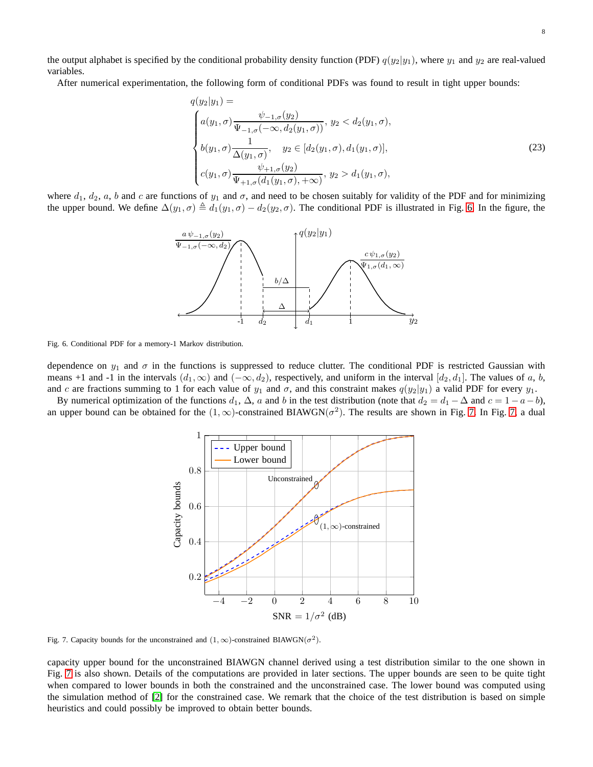the output alphabet is specified by the conditional probability density function (PDF) $q(y_2|y_1)$, where $y_1$ and $y_2$ are real-valued variables.

After numerical experimentation, the following form of conditional PDFs was found to result in tight upper bounds:

$$
q(y_2|y_1) = \begin{cases} a(y_1,\sigma)\dfrac{\psi_{-1,\sigma}(y_2)}{\Psi_{-1,\sigma}(-\infty, d_2(y_1,\sigma))}, & y_2 < d_2(y_1,\sigma), \\ b(y_1,\sigma)\dfrac{1}{\Delta(y_1,\sigma)}, & y_2 \in [d_2(y_1,\sigma), d_1(y_1,\sigma)], \\ c(y_1,\sigma)\dfrac{\psi_{+1,\sigma}(y_2)}{\Psi_{+1,\sigma}(d_1(y_1,\sigma), +\infty)}, & y_2 > d_1(y_1,\sigma), \end{cases} \tag{23}
$$

where $d_1$, $d_2$, $a$, $b$ and $c$ are functions of $y_1$ and $\sigma$, and need to be chosen suitably for validity of the PDF and for minimizing the upper bound. We define $\Delta(y_1, \sigma) \triangleq d_1(y_1, \sigma) - d_2(y_2, \sigma)$. The conditional PDF is illustrated in Fig. 6. In the figure, the dependence on $y_1$ and $\sigma$ in the functions is suppressed to reduce clutter. The conditional PDF is restricted Gaussian with means +1 and -1 in the intervals $(d_1, \infty)$ and $(-\infty, d_2)$, respectively, and uniform in the interval $[d_2, d_1]$. The values of $a$, $b$, and $c$ are fractions summing to 1 for each value of $y_1$ and $\sigma$, and this constraint makes $q(y_2|y_1)$ a valid PDF for every $y_1$.

Fig. 6. Conditional PDF for a memory-1 Markov distribution.

By numerical optimization of the functions $d_1$, $\Delta$, $a$ and $b$ in the test distribution (note that $d_2 = d_1 - \Delta$ and $c = 1 - a - b$), an upper bound can be obtained for the $(1, \infty)$-constrained BIAWGN($\sigma^2$). The results are shown in Fig. 7. In Fig. 7, a dual capacity upper bound for the unconstrained BIAWGN channel derived using a test distribution similar to the one shown in Fig. 7 is also shown. Details of the computations are provided in later sections. The upper bounds are seen to be quite tight when compared to lower bounds in both the constrained and the unconstrained case. The lower bound was computed using the simulation method of [2] for the constrained case. We remark that the choice of the test distribution is based on simple heuristics and could possibly be improved to obtain better bounds.

Fig. 7. Capacity bounds for the unconstrained and $(1, \infty)$-constrained BIAWGN($\sigma^2$).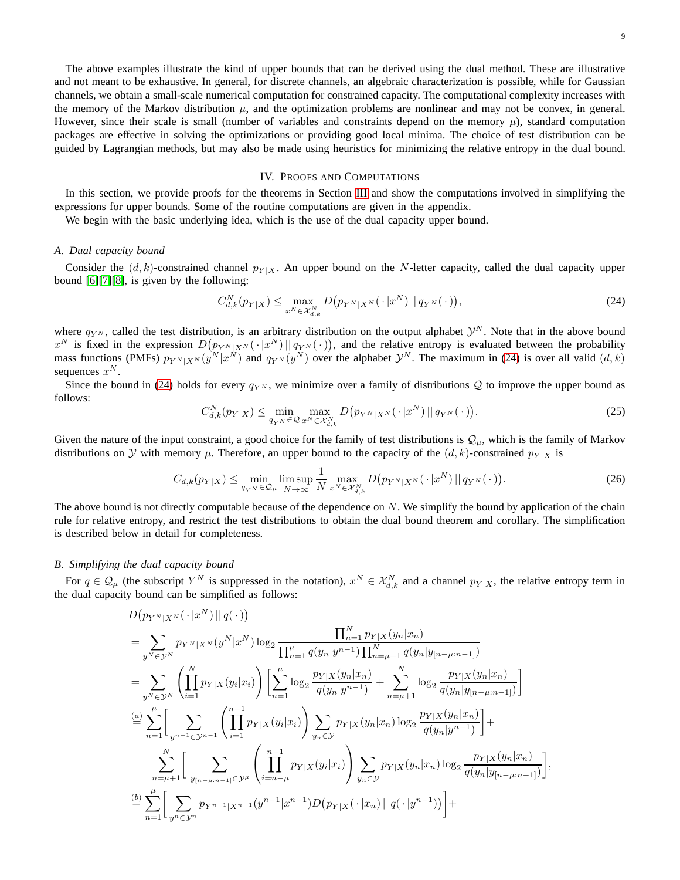The above examples illustrate the kind of upper bounds that can be derived using the dual method. These are illustrative and not meant to be exhaustive. In general, for discrete channels, an algebraic characterization is possible, while for Gaussian channels, we obtain a small-scale numerical computation for constrained capacity. The computational complexity increases with the memory of the Markov distribution $\mu$, and the optimization problems are nonlinear and may not be convex, in general. However, since their scale is small (number of variables and constraints depend on the memory $\mu$), standard computation packages are effective in solving the optimizations or providing good local minima. The choice of test distribution can be guided by Lagrangian methods, but may also be made using heuristics for minimizing the relative entropy in the dual bound.

## IV. Proofs and Computations

In this section, we provide proofs for the theorems in Section III and show the computations involved in simplifying the expressions for upper bounds. Some of the routine computations are given in the appendix.

We begin with the basic underlying idea, which is the use of the dual capacity upper bound.

### A. Dual capacity bound

Consider the $(d,k)$-constrained channel $p_{Y|X}$. An upper bound on the $N$-letter capacity, called the dual capacity upper bound [6][7][8], is given by the following:

$$C_{d,k}^N(p_{Y|X}) \le \max_{x^N \in \mathcal{X}_{d,k}^N} D\big(p_{Y^N|X^N}(\,\cdot\,|x^N)\,||\,q_{Y^N}(\,\cdot\,)\big), \tag{24}$$

where $q_{Y^N}$, called the test distribution, is an arbitrary distribution on the output alphabet $\mathcal{Y}^N$. Note that in the above bound $x^N$ is fixed in the expression $D\big(p_{Y^N|X^N}(\,\cdot\,|x^N)\,||\,q_{Y^N}(\,\cdot\,)\big)$, and the relative entropy is evaluated between the probability mass functions (PMFs) $p_{Y^N|X^N}(y^N|x^N)$ and $q_{Y^N}(y^N)$ over the alphabet $\mathcal{Y}^N$. The maximum in (24) is over all valid $(d,k)$ sequences $x^N$.

Since the bound in (24) holds for every $q_{Y^N}$, we minimize over a family of distributions $\mathcal{Q}$ to improve the upper bound as follows:

$$C_{d,k}^N(p_{Y|X}) \le \min_{q_{Y^N} \in \mathcal{Q}} \max_{x^N \in \mathcal{X}_{d,k}^N} D\big(p_{Y^N|X^N}(\,\cdot\,|x^N)\,||\,q_{Y^N}(\,\cdot\,)\big). \tag{25}$$

Given the nature of the input constraint, a good choice for the family of test distributions is $\mathcal{Q}_\mu$, which is the family of Markov distributions on $\mathcal{Y}$ with memory $\mu$. Therefore, an upper bound to the capacity of the $(d,k)$-constrained $p_{Y|X}$ is

$$C_{d,k}(p_{Y|X}) \le \min_{q_{Y^N} \in \mathcal{Q}_\mu} \limsup_{N\to\infty} \frac{1}{N} \max_{x^N \in \mathcal{X}_{d,k}^N} D\big(p_{Y^N|X^N}(\,\cdot\,|x^N)\,||\,q_{Y^N}(\,\cdot\,)\big). \tag{26}$$

The above bound is not directly computable because of the dependence on $N$. We simplify the bound by application of the chain rule for relative entropy, and restrict the test distributions to obtain the dual bound theorem and corollary. The simplification is described below in detail for completeness.

### B. Simplifying the dual capacity bound

For $q \in \mathcal{Q}_\mu$ (the subscript $Y^N$ is suppressed in the notation), $x^N \in \mathcal{X}_{d,k}^N$ and a channel $p_{Y|X}$, the relative entropy term in the dual capacity bound can be simplified as follows:

$$\begin{aligned}
&D\big(p_{Y^N|X^N}(\,\cdot\,|x^N)\,||\,q(\,\cdot\,)\big)\\
&= \sum_{y^N \in \mathcal{Y}^N} p_{Y^N|X^N}(y^N|x^N)\log_2 \frac{\prod_{n=1}^N p_{Y|X}(y_n|x_n)}{\prod_{n=1}^{\mu} q(y_n|y^{n-1})\prod_{n=\mu+1}^{N} q(y_n|y_{[n-\mu:n-1]})}\\
&= \sum_{y^N \in \mathcal{Y}^N} \left(\prod_{i=1}^N p_{Y|X}(y_i|x_i)\right)\left[\sum_{n=1}^{\mu}\log_2\frac{p_{Y|X}(y_n|x_n)}{q(y_n|y^{n-1})} + \sum_{n=\mu+1}^{N}\log_2\frac{p_{Y|X}(y_n|x_n)}{q(y_n|y_{[n-\mu:n-1]})}\right]\\
&\overset{(a)}{=} \sum_{n=1}^{\mu}\Bigg[\sum_{y^{n-1}\in\mathcal{Y}^{n-1}}\left(\prod_{i=1}^{n-1}p_{Y|X}(y_i|x_i)\right)\sum_{y_n\in\mathcal{Y}}p_{Y|X}(y_n|x_n)\log_2\frac{p_{Y|X}(y_n|x_n)}{q(y_n|y^{n-1})}\Bigg]+\\
&\qquad \sum_{n=\mu+1}^{N}\Bigg[\sum_{y_{[n-\mu:n-1]}\in\mathcal{Y}^{\mu}}\left(\prod_{i=n-\mu}^{n-1}p_{Y|X}(y_i|x_i)\right)\sum_{y_n\in\mathcal{Y}}p_{Y|X}(y_n|x_n)\log_2\frac{p_{Y|X}(y_n|x_n)}{q(y_n|y_{[n-\mu:n-1]})}\Bigg],\\
&\overset{(b)}{=} \sum_{n=1}^{\mu}\Bigg[\sum_{y^n\in\mathcal{Y}^n}p_{Y^{n-1}|X^{n-1}}(y^{n-1}|x^{n-1})D\big(p_{Y|X}(\,\cdot\,|x_n)\,||\,q(\,\cdot\,|y^{n-1})\big)\Bigg]+
\end{aligned}$$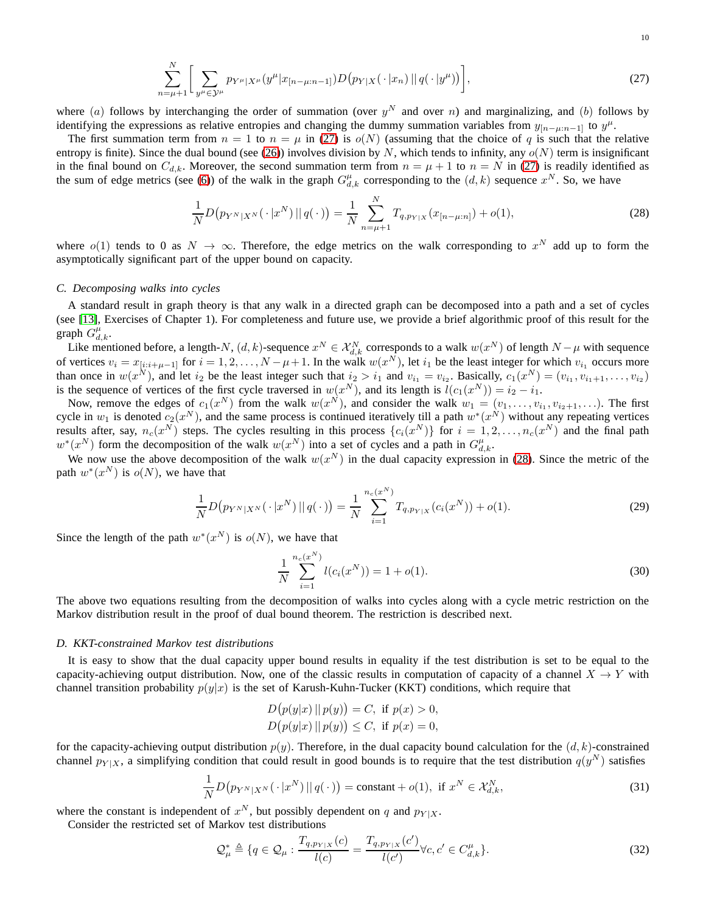$$\sum_{n=\mu+1}^{N} \left[ \sum_{y^\mu \in \mathcal{Y}^\mu} p_{Y^\mu|X^\mu}(y^\mu | x_{[n-\mu:n-1]}) D\big(p_{Y|X}(\,\cdot\,|x_n) \,||\, q(\,\cdot\,|y^\mu)\big) \right], \tag{27}$$

where $(a)$ follows by interchanging the order of summation (over $y^N$ and over $n$) and marginalizing, and $(b)$ follows by identifying the expressions as relative entropies and changing the dummy summation variables from $y_{[n-\mu:n-1]}$ to $y^\mu$.

The first summation term from $n=1$ to $n=\mu$ in (27) is $o(N)$ (assuming that the choice of $q$ is such that the relative entropy is finite). Since the dual bound (see (26)) involves division by $N$, which tends to infinity, any $o(N)$ term is insignificant in the final bound on $C_{d,k}$. Moreover, the second summation term from $n=\mu+1$ to $n=N$ in (27) is readily identified as the sum of edge metrics (see (6)) of the walk in the graph $G^\mu_{d,k}$ corresponding to the $(d,k)$ sequence $x^N$. So, we have

$$\frac{1}{N} D\big(p_{Y^N|X^N}(\,\cdot\,|x^N) \,||\, q(\,\cdot\,)\big) = \frac{1}{N} \sum_{n=\mu+1}^{N} T_{q,p_{Y|X}}(x_{[n-\mu:n]}) + o(1), \tag{28}$$

where $o(1)$ tends to 0 as $N \to \infty$. Therefore, the edge metrics on the walk corresponding to $x^N$ add up to form the asymptotically significant part of the upper bound on capacity.

### C. Decomposing walks into cycles

A standard result in graph theory is that any walk in a directed graph can be decomposed into a path and a set of cycles (see [13], Exercises of Chapter 1). For completeness and future use, we provide a brief algorithmic proof of this result for the graph $G^\mu_{d,k}$.

Like mentioned before, a length-$N$, $(d,k)$-sequence $x^N \in \mathcal{X}^N_{d,k}$ corresponds to a walk $w(x^N)$ of length $N-\mu$ with sequence of vertices $v_i = x_{[i:i+\mu-1]}$ for $i = 1,2,\ldots,N-\mu+1$. In the walk $w(x^N)$, let $i_1$ be the least integer for which $v_{i_1}$ occurs more than once in $w(x^N)$, and let $i_2$ be the least integer such that $i_2 > i_1$ and $v_{i_1} = v_{i_2}$. Basically, $c_1(x^N) = (v_{i_1}, v_{i_1+1}, \ldots, v_{i_2})$ is the sequence of vertices of the first cycle traversed in $w(x^N)$, and its length is $l(c_1(x^N)) = i_2 - i_1$.

Now, remove the edges of $c_1(x^N)$ from the walk $w(x^N)$, and consider the walk $w_1 = (v_1, \ldots, v_{i_1}, v_{i_2+1}, \ldots)$. The first cycle in $w_1$ is denoted $c_2(x^N)$, and the same process is continued iteratively till a path $w^*(x^N)$ without any repeating vertices results after, say, $n_c(x^N)$ steps. The cycles resulting in this process $\{c_i(x^N)\}$ for $i = 1,2,\ldots,n_c(x^N)$ and the final path $w^*(x^N)$ form the decomposition of the walk $w(x^N)$ into a set of cycles and a path in $G^\mu_{d,k}$.

We now use the above decomposition of the walk $w(x^N)$ in the dual capacity expression in (28). Since the metric of the path $w^*(x^N)$ is $o(N)$, we have that

$$\frac{1}{N} D\big(p_{Y^N|X^N}(\,\cdot\,|x^N) \,||\, q(\,\cdot\,)\big) = \frac{1}{N} \sum_{i=1}^{n_c(x^N)} T_{q,p_{Y|X}}(c_i(x^N)) + o(1). \tag{29}$$

Since the length of the path $w^*(x^N)$ is $o(N)$, we have that

$$\frac{1}{N} \sum_{i=1}^{n_c(x^N)} l(c_i(x^N)) = 1 + o(1). \tag{30}$$

The above two equations resulting from the decomposition of walks into cycles along with a cycle metric restriction on the Markov distribution result in the proof of dual bound theorem. The restriction is described next.

### D. KKT-constrained Markov test distributions

It is easy to show that the dual capacity upper bound results in equality if the test distribution is set to be equal to the capacity-achieving output distribution. Now, one of the classic results in computation of capacity of a channel $X \to Y$ with channel transition probability $p(y|x)$ is the set of Karush-Kuhn-Tucker (KKT) conditions, which require that

$$\begin{aligned} D\big(p(y|x) \,||\, p(y)\big) &= C, \text{ if } p(x) > 0, \\ D\big(p(y|x) \,||\, p(y)\big) &\le C, \text{ if } p(x) = 0, \end{aligned}$$

for the capacity-achieving output distribution $p(y)$. Therefore, in the dual capacity bound calculation for the $(d,k)$-constrained channel $p_{Y|X}$, a simplifying condition that could result in good bounds is to require that the test distribution $q(y^N)$ satisfies

$$\frac{1}{N} D\big(p_{Y^N|X^N}(\,\cdot\,|x^N) \,||\, q(\,\cdot\,)\big) = \text{constant} + o(1), \text{ if } x^N \in \mathcal{X}^N_{d,k}, \tag{31}$$

where the constant is independent of $x^N$, but possibly dependent on $q$ and $p_{Y|X}$.

Consider the restricted set of Markov test distributions

$$\mathcal{Q}^*_\mu \triangleq \{q \in \mathcal{Q}_\mu : \frac{T_{q,p_{Y|X}}(c)}{l(c)} = \frac{T_{q,p_{Y|X}}(c')}{l(c')} \forall c, c' \in C^\mu_{d,k}\}. \tag{32}$$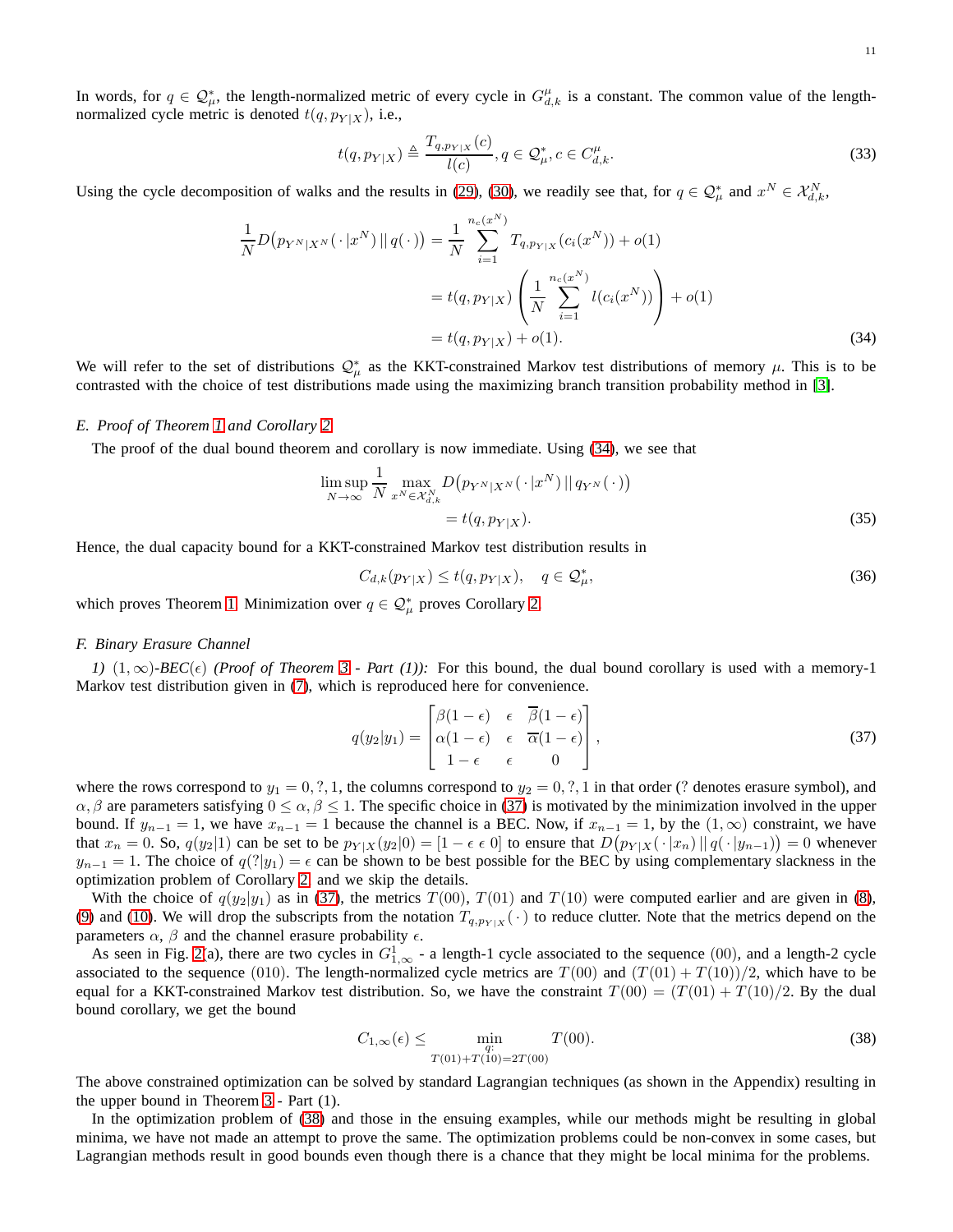In words, for $q \in \mathcal{Q}_\mu^*$, the length-normalized metric of every cycle in $G_{d,k}^\mu$ is a constant. The common value of the length-normalized cycle metric is denoted $t(q, p_{Y|X})$, i.e.,

$$t(q, p_{Y|X}) \triangleq \frac{T_{q,p_{Y|X}}(c)}{l(c)}, q \in \mathcal{Q}_\mu^*, c \in C_{d,k}^\mu. \tag{33}$$

Using the cycle decomposition of walks and the results in (29), (30), we readily see that, for $q \in \mathcal{Q}_\mu^*$ and $x^N \in \mathcal{X}_{d,k}^N$,

$$\begin{aligned}
\frac{1}{N} D\big(p_{Y^N|X^N}(\,\cdot\,|x^N) \,||\, q(\,\cdot\,)\big) &= \frac{1}{N} \sum_{i=1}^{n_c(x^N)} T_{q,p_{Y|X}}(c_i(x^N)) + o(1) \\
&= t(q, p_{Y|X}) \left( \frac{1}{N} \sum_{i=1}^{n_c(x^N)} l(c_i(x^N)) \right) + o(1) \\
&= t(q, p_{Y|X}) + o(1).
\end{aligned} \tag{34}$$

We will refer to the set of distributions $\mathcal{Q}_\mu^*$ as the KKT-constrained Markov test distributions of memory $\mu$. This is to be contrasted with the choice of test distributions made using the maximizing branch transition probability method in [3].

### *E. Proof of Theorem 1 and Corollary 2*

The proof of the dual bound theorem and corollary is now immediate. Using (34), we see that

$$\begin{aligned}
\limsup_{N\to\infty} \frac{1}{N} \max_{x^N \in \mathcal{X}_{d,k}^N} D\big(p_{Y^N|X^N}(\,\cdot\,|x^N) \,||\, q_{Y^N}(\,\cdot\,)\big) \\
= t(q, p_{Y|X}).
\end{aligned} \tag{35}$$

Hence, the dual capacity bound for a KKT-constrained Markov test distribution results in

$$C_{d,k}(p_{Y|X}) \leq t(q, p_{Y|X}), \quad q \in \mathcal{Q}_\mu^*, \tag{36}$$

which proves Theorem 1. Minimization over $q \in \mathcal{Q}_\mu^*$ proves Corollary 2.

### *F. Binary Erasure Channel*

*1) $(1,\infty)$-BEC($\epsilon$) (Proof of Theorem 3 - Part (1)):* For this bound, the dual bound corollary is used with a memory-1 Markov test distribution given in (7), which is reproduced here for convenience.

$$q(y_2|y_1) = \begin{bmatrix} \beta(1-\epsilon) & \epsilon & \overline{\beta}(1-\epsilon) \\ \alpha(1-\epsilon) & \epsilon & \overline{\alpha}(1-\epsilon) \\ 1-\epsilon & \epsilon & 0 \end{bmatrix}, \tag{37}$$

where the rows correspond to $y_1 = 0, ?, 1$, the columns correspond to $y_2 = 0, ?, 1$ in that order (? denotes erasure symbol), and $\alpha, \beta$ are parameters satisfying $0 \leq \alpha, \beta \leq 1$. The specific choice in (37) is motivated by the minimization involved in the upper bound. If $y_{n-1} = 1$, we have $x_{n-1} = 1$ because the channel is a BEC. Now, if $x_{n-1} = 1$, by the $(1,\infty)$ constraint, we have that $x_n = 0$. So, $q(y_2|1)$ can be set to be $p_{Y|X}(y_2|0) = [1-\epsilon \ \epsilon \ 0]$ to ensure that $D\big(p_{Y|X}(\,\cdot\,|x_n) \,||\, q(\,\cdot\,|y_{n-1})\big) = 0$ whenever $y_{n-1} = 1$. The choice of $q(?|y_1) = \epsilon$ can be shown to be best possible for the BEC by using complementary slackness in the optimization problem of Corollary 2, and we skip the details.

With the choice of $q(y_2|y_1)$ as in (37), the metrics $T(00)$, $T(01)$ and $T(10)$ were computed earlier and are given in (8), (9) and (10). We will drop the subscripts from the notation $T_{q,p_{Y|X}}(\cdot)$ to reduce clutter. Note that the metrics depend on the parameters $\alpha$, $\beta$ and the channel erasure probability $\epsilon$.

As seen in Fig. 2(a), there are two cycles in $G_{1,\infty}^1$ - a length-1 cycle associated to the sequence $(00)$, and a length-2 cycle associated to the sequence $(010)$. The length-normalized cycle metrics are $T(00)$ and $(T(01)+T(10))/2$, which have to be equal for a KKT-constrained Markov test distribution. So, we have the constraint $T(00) = (T(01)+T(10)/2$. By the dual bound corollary, we get the bound

$$C_{1,\infty}(\epsilon) \leq \min_{\substack{q: \\ T(01)+T(10)=2T(00)}} T(00). \tag{38}$$

The above constrained optimization can be solved by standard Lagrangian techniques (as shown in the Appendix) resulting in the upper bound in Theorem 3 - Part (1).

In the optimization problem of (38) and those in the ensuing examples, while our methods might be resulting in global minima, we have not made an attempt to prove the same. The optimization problems could be non-convex in some cases, but Lagrangian methods result in good bounds even though there is a chance that they might be local minima for the problems.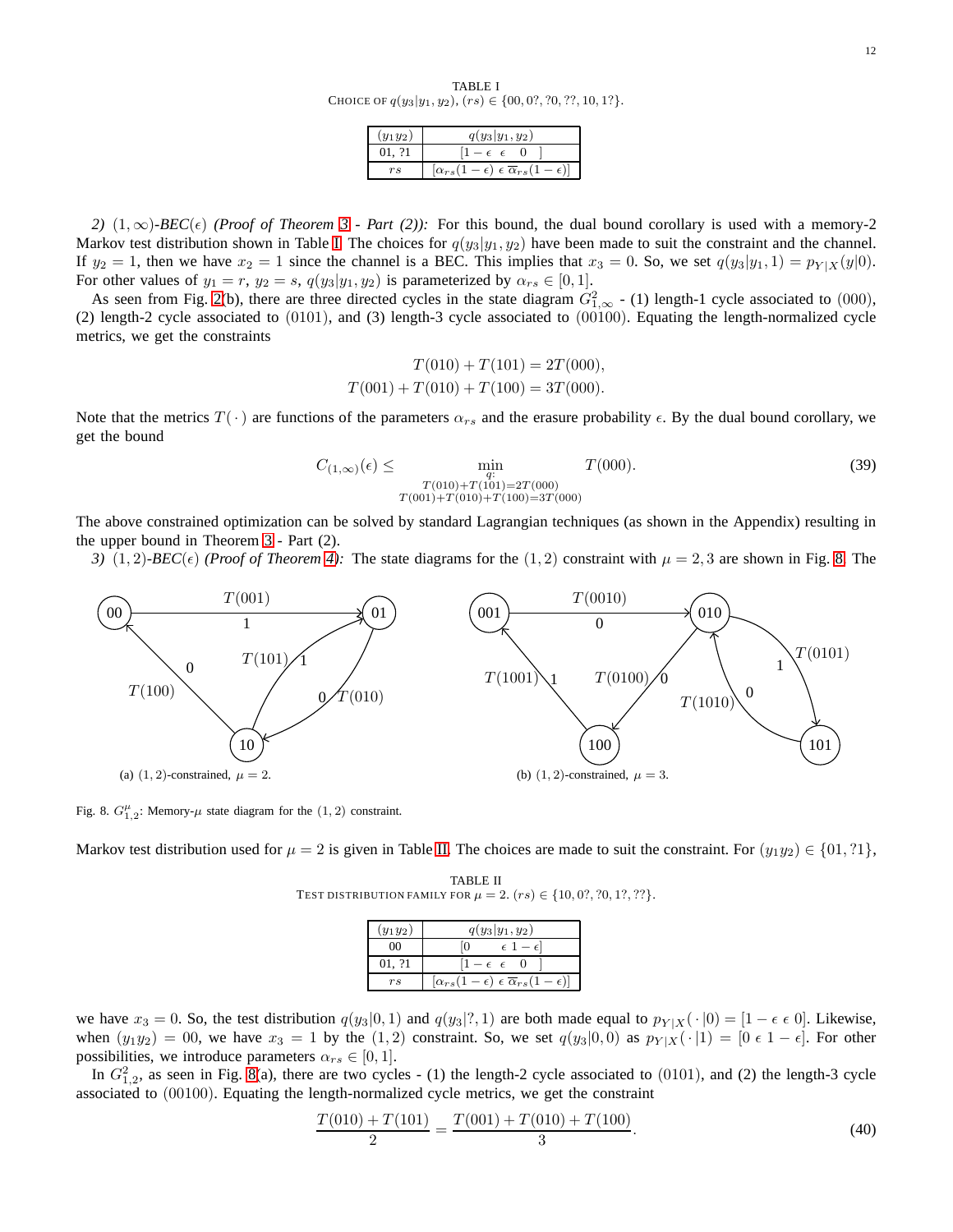TABLE I
CHOICE OF $q(y_3|y_1, y_2)$, $(rs) \in \{00, 0?, ?0, ??, 10, 1?\}$.

| $(y_1 y_2)$ | $q(y_3\|y_1, y_2)$ |
|---|---|
| 01, ?1 | $[1-\epsilon \;\; \epsilon \;\; 0]$ |
| $rs$ | $[\alpha_{rs}(1-\epsilon) \;\; \epsilon \;\; \overline{\alpha}_{rs}(1-\epsilon)]$ |

*2) $(1,\infty)$-BEC($\epsilon$) (Proof of Theorem 3 - Part (2)):* For this bound, the dual bound corollary is used with a memory-2 Markov test distribution shown in Table I. The choices for $q(y_3|y_1, y_2)$ have been made to suit the constraint and the channel. If $y_2 = 1$, then we have $x_2 = 1$ since the channel is a BEC. This implies that $x_3 = 0$. So, we set $q(y_3|y_1, 1) = p_{Y|X}(y|0)$. For other values of $y_1 = r$, $y_2 = s$, $q(y_3|y_1, y_2)$ is parameterized by $\alpha_{rs} \in [0, 1]$.

As seen from Fig. 2(b), there are three directed cycles in the state diagram $G^2_{1,\infty}$ - (1) length-1 cycle associated to $(000)$, (2) length-2 cycle associated to $(0101)$, and (3) length-3 cycle associated to $(00100)$. Equating the length-normalized cycle metrics, we get the constraints

$$T(010) + T(101) = 2T(000),$$
$$T(001) + T(010) + T(100) = 3T(000).$$

Note that the metrics $T(\cdot)$ are functions of the parameters $\alpha_{rs}$ and the erasure probability $\epsilon$. By the dual bound corollary, we get the bound

$$C_{(1,\infty)}(\epsilon) \leq \min_{\substack{q: \\ T(010)+T(101)=2T(000) \\ T(001)+T(010)+T(100)=3T(000)}} T(000). \tag{39}$$

The above constrained optimization can be solved by standard Lagrangian techniques (as shown in the Appendix) resulting in the upper bound in Theorem 3 - Part (2).

*3) $(1,2)$-BEC($\epsilon$) (Proof of Theorem 4):* The state diagrams for the $(1, 2)$ constraint with $\mu = 2, 3$ are shown in Fig. 8. The Markov test distribution used for $\mu = 2$ is given in Table II. The choices are made to suit the constraint. For $(y_1 y_2) \in \{01, ?1\}$, we have $x_3 = 0$. So, the test distribution $q(y_3|0, 1)$ and $q(y_3|?, 1)$ are both made equal to $p_{Y|X}(\cdot|0) = [1-\epsilon \;\; \epsilon \;\; 0]$. Likewise, when $(y_1 y_2) = 00$, we have $x_3 = 1$ by the $(1, 2)$ constraint. So, we set $q(y_3|0, 0)$ as $p_{Y|X}(\cdot|1) = [0 \;\; \epsilon \;\; 1-\epsilon]$. For other possibilities, we introduce parameters $\alpha_{rs} \in [0, 1]$.

(a) $(1,2)$-constrained, $\mu = 2$. (b) $(1,2)$-constrained, $\mu = 3$.

Fig. 8. $G^{\mu}_{1,2}$: Memory-$\mu$ state diagram for the $(1, 2)$ constraint.

TABLE II
TEST DISTRIBUTION FAMILY FOR $\mu = 2$. $(rs) \in \{10, 0?, ?0, 1?, ??\}$.

| $(y_1 y_2)$ | $q(y_3\|y_1, y_2)$ |
|---|---|
| 00 | $[0 \;\; \epsilon \;\; 1-\epsilon]$ |
| 01, ?1 | $[1-\epsilon \;\; \epsilon \;\; 0]$ |
| $rs$ | $[\alpha_{rs}(1-\epsilon) \;\; \epsilon \;\; \overline{\alpha}_{rs}(1-\epsilon)]$ |

In $G^2_{1,2}$, as seen in Fig. 8(a), there are two cycles - (1) the length-2 cycle associated to $(0101)$, and (2) the length-3 cycle associated to $(00100)$. Equating the length-normalized cycle metrics, we get the constraint

$$\frac{T(010) + T(101)}{2} = \frac{T(001) + T(010) + T(100)}{3}. \tag{40}$$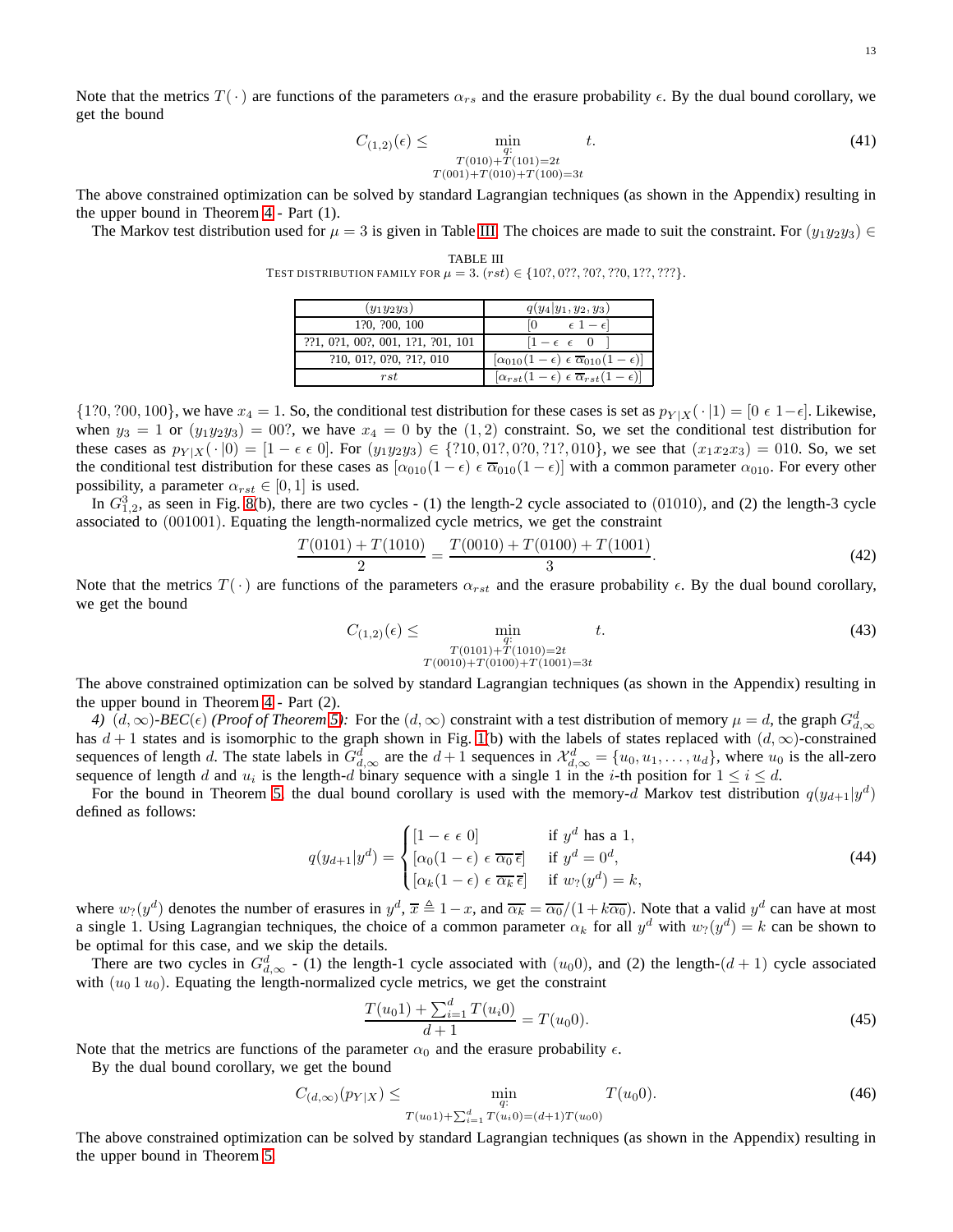Note that the metrics $T(\cdot)$ are functions of the parameters $\alpha_{rs}$ and the erasure probability $\epsilon$. By the dual bound corollary, we get the bound

$$C_{(1,2)}(\epsilon) \leq \min_{\substack{q: \\ T(010)+T(101)=2t \\ T(001)+T(010)+T(100)=3t}} t. \tag{41}$$

The above constrained optimization can be solved by standard Lagrangian techniques (as shown in the Appendix) resulting in the upper bound in Theorem 4 - Part (1).

The Markov test distribution used for $\mu = 3$ is given in Table III. The choices are made to suit the constraint. For $(y_1y_2y_3) \in \{1?0, ?00, 100\}$, we have $x_4 = 1$. So, the conditional test distribution for these cases is set as $p_{Y|X}(\cdot|1) = [0 \ \epsilon \ 1-\epsilon]$. Likewise, when $y_3 = 1$ or $(y_1y_2y_3) = 00?$, we have $x_4 = 0$ by the $(1,2)$ constraint. So, we set the conditional test distribution for these cases as $p_{Y|X}(\cdot|0) = [1-\epsilon \ \epsilon \ 0]$. For $(y_1y_2y_3) \in \{?10, 01?, 0?0, ?1?, 010\}$, we see that $(x_1x_2x_3) = 010$. So, we set the conditional test distribution for these cases as $[\alpha_{010}(1-\epsilon) \ \epsilon \ \overline{\alpha}_{010}(1-\epsilon)]$ with a common parameter $\alpha_{010}$. For every other possibility, a parameter $\alpha_{rst} \in [0,1]$ is used.

TABLE III
TEST DISTRIBUTION FAMILY FOR $\mu = 3$. $(rst) \in \{10?, 0??, ?0?, ??0, 1??, ???\}$.

| $(y_1y_2y_3)$ | $q(y_4 \mid y_1, y_2, y_3)$ |
|---|---|
| 1?0, ?00, 100 | $[0 \quad \epsilon \ 1-\epsilon]$ |
| ??1, 0?1, 00?, 001, 1?1, ?01, 101 | $[1-\epsilon \quad \epsilon \quad 0 \quad]$ |
| ?10, 01?, 0?0, ?1?, 010 | $[\alpha_{010}(1-\epsilon) \ \epsilon \ \overline{\alpha}_{010}(1-\epsilon)]$ |
| $rst$ | $[\alpha_{rst}(1-\epsilon) \ \epsilon \ \overline{\alpha}_{rst}(1-\epsilon)]$ |

In $G^3_{1,2}$, as seen in Fig. 8(b), there are two cycles - (1) the length-2 cycle associated to $(01010)$, and (2) the length-3 cycle associated to $(001001)$. Equating the length-normalized cycle metrics, we get the constraint

$$\frac{T(0101)+T(1010)}{2} = \frac{T(0010)+T(0100)+T(1001)}{3}. \tag{42}$$

Note that the metrics $T(\cdot)$ are functions of the parameters $\alpha_{rst}$ and the erasure probability $\epsilon$. By the dual bound corollary, we get the bound

$$C_{(1,2)}(\epsilon) \leq \min_{\substack{q: \\ T(0101)+T(1010)=2t \\ T(0010)+T(0100)+T(1001)=3t}} t. \tag{43}$$

The above constrained optimization can be solved by standard Lagrangian techniques (as shown in the Appendix) resulting in the upper bound in Theorem 4 - Part (2).

*4) $(d,\infty)$-BEC($\epsilon$) (Proof of Theorem 5):* For the $(d,\infty)$ constraint with a test distribution of memory $\mu = d$, the graph $G^d_{d,\infty}$ has $d+1$ states and is isomorphic to the graph shown in Fig. 1(b) with the labels of states replaced with $(d,\infty)$-constrained sequences of length $d$. The state labels in $G^d_{d,\infty}$ are the $d+1$ sequences in $\mathcal{X}^d_{d,\infty} = \{u_0, u_1, \ldots, u_d\}$, where $u_0$ is the all-zero sequence of length $d$ and $u_i$ is the length-$d$ binary sequence with a single 1 in the $i$-th position for $1 \leq i \leq d$.

For the bound in Theorem 5, the dual bound corollary is used with the memory-$d$ Markov test distribution $q(y_{d+1}|y^d)$ defined as follows:

$$q(y_{d+1}|y^d) = \begin{cases} [1-\epsilon \ \epsilon \ 0] & \text{if } y^d \text{ has a } 1, \\ [\alpha_0(1-\epsilon) \ \epsilon \ \overline{\alpha_0}\,\overline{\epsilon}] & \text{if } y^d = 0^d, \\ [\alpha_k(1-\epsilon) \ \epsilon \ \overline{\alpha_k}\,\overline{\epsilon}] & \text{if } w_?(y^d) = k, \end{cases} \tag{44}$$

where $w_?(y^d)$ denotes the number of erasures in $y^d$, $\overline{x} \triangleq 1-x$, and $\overline{\alpha_k} = \overline{\alpha_0}/(1+k\overline{\alpha_0})$. Note that a valid $y^d$ can have at most a single 1. Using Lagrangian techniques, the choice of a common parameter $\alpha_k$ for all $y^d$ with $w_?(y^d) = k$ can be shown to be optimal for this case, and we skip the details.

There are two cycles in $G^d_{d,\infty}$ - (1) the length-1 cycle associated with $(u_0 0)$, and (2) the length-$(d+1)$ cycle associated with $(u_0\, 1\, u_0)$. Equating the length-normalized cycle metrics, we get the constraint

$$\frac{T(u_0 1) + \sum_{i=1}^{d} T(u_i 0)}{d+1} = T(u_0 0). \tag{45}$$

Note that the metrics are functions of the parameter $\alpha_0$ and the erasure probability $\epsilon$.

By the dual bound corollary, we get the bound

$$C_{(d,\infty)}(p_{Y|X}) \leq \min_{\substack{q: \\ T(u_0 1)+\sum_{i=1}^{d} T(u_i 0)=(d+1)T(u_0 0)}} T(u_0 0). \tag{46}$$

The above constrained optimization can be solved by standard Lagrangian techniques (as shown in the Appendix) resulting in the upper bound in Theorem 5.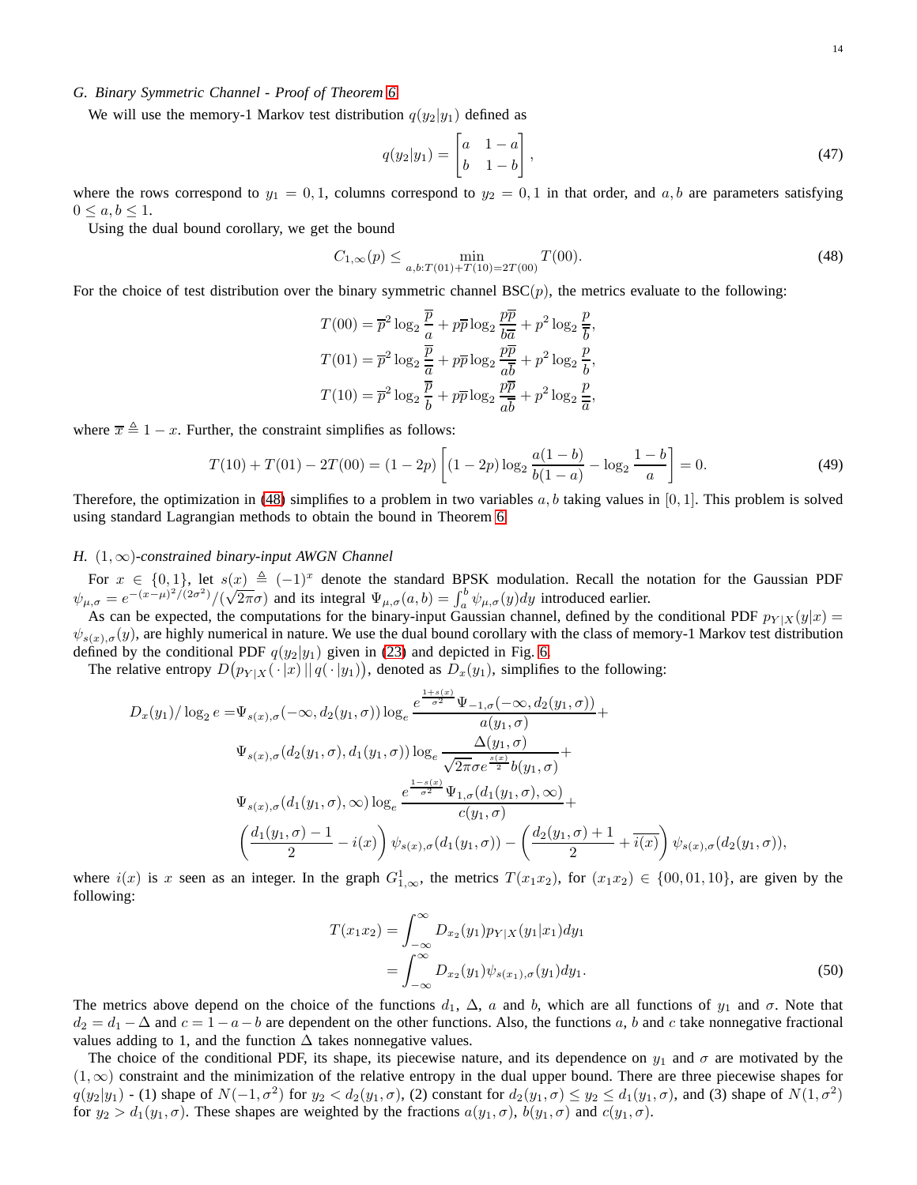### G. Binary Symmetric Channel - Proof of Theorem 6

We will use the memory-1 Markov test distribution $q(y_2|y_1)$ defined as

$$
q(y_2|y_1) = \begin{bmatrix} a & 1-a \\ b & 1-b \end{bmatrix}, \tag{47}
$$

where the rows correspond to $y_1 = 0, 1$, columns correspond to $y_2 = 0, 1$ in that order, and $a, b$ are parameters satisfying $0 \le a, b \le 1$.

Using the dual bound corollary, we get the bound

$$
C_{1,\infty}(p) \le \min_{a,b:T(01)+T(10)=2T(00)} T(00). \tag{48}
$$

For the choice of test distribution over the binary symmetric channel $\mathrm{BSC}(p)$, the metrics evaluate to the following:

$$
\begin{aligned}
T(00) &= \overline{p}^2 \log_2 \frac{\overline{p}}{a} + p\overline{p} \log_2 \frac{p\overline{p}}{b\overline{a}} + p^2 \log_2 \frac{p}{\overline{b}}, \\
T(01) &= \overline{p}^2 \log_2 \frac{\overline{p}}{\overline{a}} + p\overline{p} \log_2 \frac{p\overline{p}}{a\overline{b}} + p^2 \log_2 \frac{p}{b}, \\
T(10) &= \overline{p}^2 \log_2 \frac{\overline{p}}{b} + p\overline{p} \log_2 \frac{p\overline{p}}{\overline{a}\overline{b}} + p^2 \log_2 \frac{p}{a},
\end{aligned}
$$

where $\overline{x} \triangleq 1 - x$. Further, the constraint simplifies as follows:

$$
T(10) + T(01) - 2T(00) = (1-2p)\left[ (1-2p) \log_2 \frac{a(1-b)}{b(1-a)} - \log_2 \frac{1-b}{a} \right] = 0. \tag{49}
$$

Therefore, the optimization in (48) simplifies to a problem in two variables $a, b$ taking values in $[0, 1]$. This problem is solved using standard Lagrangian methods to obtain the bound in Theorem 6.

### H. $(1,\infty)$-constrained binary-input AWGN Channel

For $x \in \{0, 1\}$, let $s(x) \triangleq (-1)^x$ denote the standard BPSK modulation. Recall the notation for the Gaussian PDF $\psi_{\mu,\sigma} = e^{-(x-\mu)^2/(2\sigma^2)}/(\sqrt{2\pi}\sigma)$ and its integral $\Psi_{\mu,\sigma}(a,b) = \int_a^b \psi_{\mu,\sigma}(y)dy$ introduced earlier.

As can be expected, the computations for the binary-input Gaussian channel, defined by the conditional PDF $p_{Y|X}(y|x) = \psi_{s(x),\sigma}(y)$, are highly numerical in nature. We use the dual bound corollary with the class of memory-1 Markov test distribution defined by the conditional PDF $q(y_2|y_1)$ given in (23) and depicted in Fig. 6.

The relative entropy $D\big(p_{Y|X}(\,\cdot\,|x)\,||\,q(\,\cdot\,|y_1)\big)$, denoted as $D_x(y_1)$, simplifies to the following:

$$
\begin{aligned}
D_x(y_1)/\log_2 e = \; & \Psi_{s(x),\sigma}(-\infty, d_2(y_1,\sigma)) \log_e \frac{e^{\frac{1+s(x)}{\sigma^2}} \Psi_{-1,\sigma}(-\infty, d_2(y_1,\sigma))}{a(y_1,\sigma)} + \\
& \Psi_{s(x),\sigma}(d_2(y_1,\sigma), d_1(y_1,\sigma)) \log_e \frac{\Delta(y_1,\sigma)}{\sqrt{2\pi}\sigma e^{\frac{s(x)}{2}} b(y_1,\sigma)} + \\
& \Psi_{s(x),\sigma}(d_1(y_1,\sigma), \infty) \log_e \frac{e^{\frac{1-s(x)}{\sigma^2}} \Psi_{1,\sigma}(d_1(y_1,\sigma), \infty)}{c(y_1,\sigma)} + \\
& \left( \frac{d_1(y_1,\sigma) - 1}{2} - i(x) \right) \psi_{s(x),\sigma}(d_1(y_1,\sigma)) - \left( \frac{d_2(y_1,\sigma) + 1}{2} + \overline{i(x)} \right) \psi_{s(x),\sigma}(d_2(y_1,\sigma)),
\end{aligned}
$$

where $i(x)$ is $x$ seen as an integer. In the graph $G^1_{1,\infty}$, the metrics $T(x_1x_2)$, for $(x_1x_2) \in \{00, 01, 10\}$, are given by the following:

$$
\begin{aligned}
T(x_1x_2) &= \int_{-\infty}^{\infty} D_{x_2}(y_1) p_{Y|X}(y_1|x_1) dy_1 \\
&= \int_{-\infty}^{\infty} D_{x_2}(y_1) \psi_{s(x_1),\sigma}(y_1) dy_1.
\end{aligned} \tag{50}
$$

The metrics above depend on the choice of the functions $d_1$, $\Delta$, $a$ and $b$, which are all functions of $y_1$ and $\sigma$. Note that $d_2 = d_1 - \Delta$ and $c = 1 - a - b$ are dependent on the other functions. Also, the functions $a$, $b$ and $c$ take nonnegative fractional values adding to 1, and the function $\Delta$ takes nonnegative values.

The choice of the conditional PDF, its shape, its piecewise nature, and its dependence on $y_1$ and $\sigma$ are motivated by the $(1,\infty)$ constraint and the minimization of the relative entropy in the dual upper bound. There are three piecewise shapes for $q(y_2|y_1)$ - (1) shape of $N(-1,\sigma^2)$ for $y_2 < d_2(y_1,\sigma)$, (2) constant for $d_2(y_1,\sigma) \le y_2 \le d_1(y_1,\sigma)$, and (3) shape of $N(1,\sigma^2)$ for $y_2 > d_1(y_1,\sigma)$. These shapes are weighted by the fractions $a(y_1,\sigma)$, $b(y_1,\sigma)$ and $c(y_1,\sigma)$.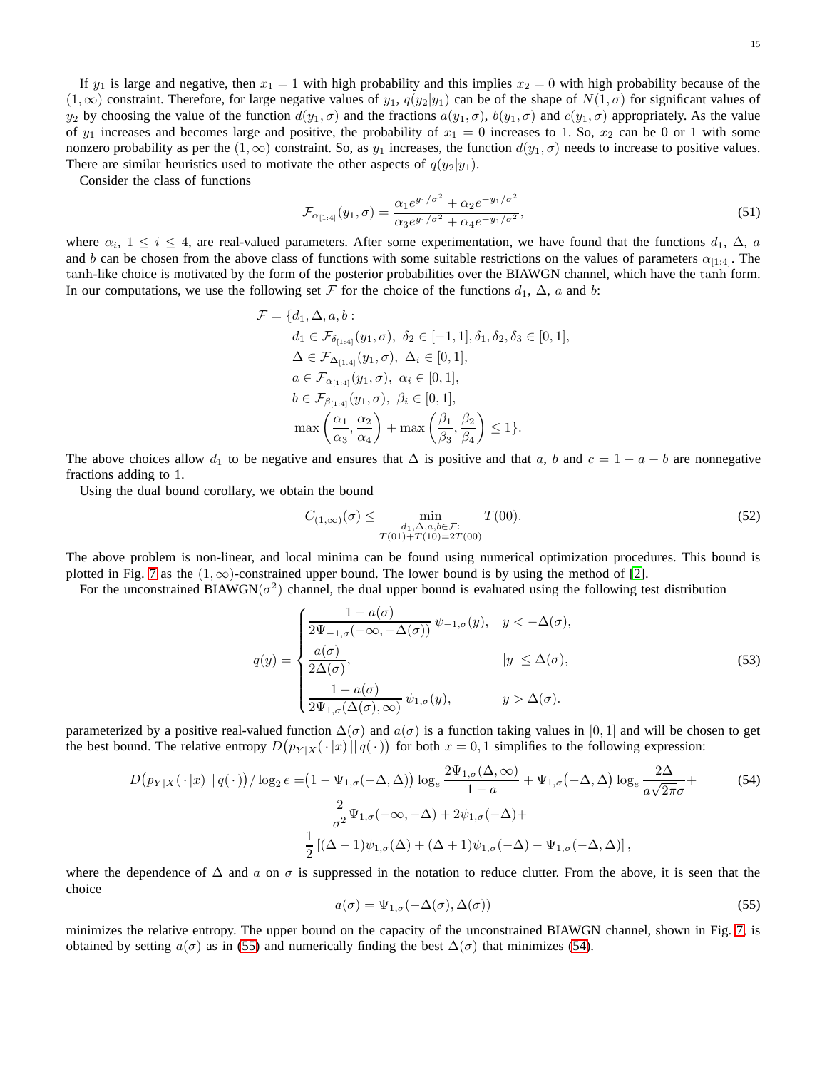If $y_1$ is large and negative, then $x_1 = 1$ with high probability and this implies $x_2 = 0$ with high probability because of the $(1,\infty)$ constraint. Therefore, for large negative values of $y_1$, $q(y_2|y_1)$ can be of the shape of $N(1,\sigma)$ for significant values of $y_2$ by choosing the value of the function $d(y_1,\sigma)$ and the fractions $a(y_1,\sigma)$, $b(y_1,\sigma)$ and $c(y_1,\sigma)$ appropriately. As the value of $y_1$ increases and becomes large and positive, the probability of $x_1 = 0$ increases to 1. So, $x_2$ can be 0 or 1 with some nonzero probability as per the $(1,\infty)$ constraint. So, as $y_1$ increases, the function $d(y_1,\sigma)$ needs to increase to positive values. There are similar heuristics used to motivate the other aspects of $q(y_2|y_1)$.

Consider the class of functions

$$\mathcal{F}_{\alpha_{[1:4]}}(y_1,\sigma) = \frac{\alpha_1 e^{y_1/\sigma^2} + \alpha_2 e^{-y_1/\sigma^2}}{\alpha_3 e^{y_1/\sigma^2} + \alpha_4 e^{-y_1/\sigma^2}}, \tag{51}$$

where $\alpha_i$, $1 \le i \le 4$, are real-valued parameters. After some experimentation, we have found that the functions $d_1$, $\Delta$, $a$ and $b$ can be chosen from the above class of functions with some suitable restrictions on the values of parameters $\alpha_{[1:4]}$. The tanh-like choice is motivated by the form of the posterior probabilities over the BIAWGN channel, which have the tanh form. In our computations, we use the following set $\mathcal{F}$ for the choice of the functions $d_1$, $\Delta$, $a$ and $b$:

$$\begin{aligned}
\mathcal{F} = \{&d_1, \Delta, a, b: \\
&d_1 \in \mathcal{F}_{\delta_{[1:4]}}(y_1,\sigma),\ \delta_2 \in [-1,1], \delta_1, \delta_2, \delta_3 \in [0,1], \\
&\Delta \in \mathcal{F}_{\Delta_{[1:4]}}(y_1,\sigma),\ \Delta_i \in [0,1], \\
&a \in \mathcal{F}_{\alpha_{[1:4]}}(y_1,\sigma),\ \alpha_i \in [0,1], \\
&b \in \mathcal{F}_{\beta_{[1:4]}}(y_1,\sigma),\ \beta_i \in [0,1], \\
&\max\left(\frac{\alpha_1}{\alpha_3}, \frac{\alpha_2}{\alpha_4}\right) + \max\left(\frac{\beta_1}{\beta_3}, \frac{\beta_2}{\beta_4}\right) \le 1\}.
\end{aligned}$$

The above choices allow $d_1$ to be negative and ensures that $\Delta$ is positive and that $a$, $b$ and $c = 1 - a - b$ are nonnegative fractions adding to 1.

Using the dual bound corollary, we obtain the bound

$$C_{(1,\infty)}(\sigma) \le \min_{\substack{d_1,\Delta,a,b \in \mathcal{F}: \\ T(01)+T(10)=2T(00)}} T(00). \tag{52}$$

The above problem is non-linear, and local minima can be found using numerical optimization procedures. This bound is plotted in Fig. 7 as the $(1,\infty)$-constrained upper bound. The lower bound is by using the method of [2].

For the unconstrained BIAWGN($\sigma^2$) channel, the dual upper bound is evaluated using the following test distribution

$$q(y) = \begin{cases} \dfrac{1-a(\sigma)}{2\Psi_{-1,\sigma}(-\infty,-\Delta(\sigma))}\,\psi_{-1,\sigma}(y), & y < -\Delta(\sigma), \\[2ex] \dfrac{a(\sigma)}{2\Delta(\sigma)}, & |y| \le \Delta(\sigma), \\[2ex] \dfrac{1-a(\sigma)}{2\Psi_{1,\sigma}(\Delta(\sigma),\infty)}\,\psi_{1,\sigma}(y), & y > \Delta(\sigma). \end{cases} \tag{53}$$

parameterized by a positive real-valued function $\Delta(\sigma)$ and $a(\sigma)$ is a function taking values in $[0,1]$ and will be chosen to get the best bound. The relative entropy $D\big(p_{Y|X}(\cdot|x)\,||\,q(\cdot)\big)$ for both $x = 0,1$ simplifies to the following expression:

$$\begin{aligned}
D\big(p_{Y|X}(\cdot|x)\,||\,q(\cdot)\big)/\log_2 e =& \big(1-\Psi_{1,\sigma}(-\Delta,\Delta)\big)\log_e\frac{2\Psi_{1,\sigma}(\Delta,\infty)}{1-a} + \Psi_{1,\sigma}\big(-\Delta,\Delta\big)\log_e\frac{2\Delta}{a\sqrt{2\pi}\sigma} + \\
&\frac{2}{\sigma^2}\Psi_{1,\sigma}(-\infty,-\Delta) + 2\psi_{1,\sigma}(-\Delta) + \\
&\frac{1}{2}\left[(\Delta-1)\psi_{1,\sigma}(\Delta) + (\Delta+1)\psi_{1,\sigma}(-\Delta) - \Psi_{1,\sigma}(-\Delta,\Delta)\right],
\end{aligned} \tag{54}$$

where the dependence of $\Delta$ and $a$ on $\sigma$ is suppressed in the notation to reduce clutter. From the above, it is seen that the choice

$$a(\sigma) = \Psi_{1,\sigma}(-\Delta(\sigma),\Delta(\sigma)) \tag{55}$$

minimizes the relative entropy. The upper bound on the capacity of the unconstrained BIAWGN channel, shown in Fig. 7, is obtained by setting $a(\sigma)$ as in (55) and numerically finding the best $\Delta(\sigma)$ that minimizes (54).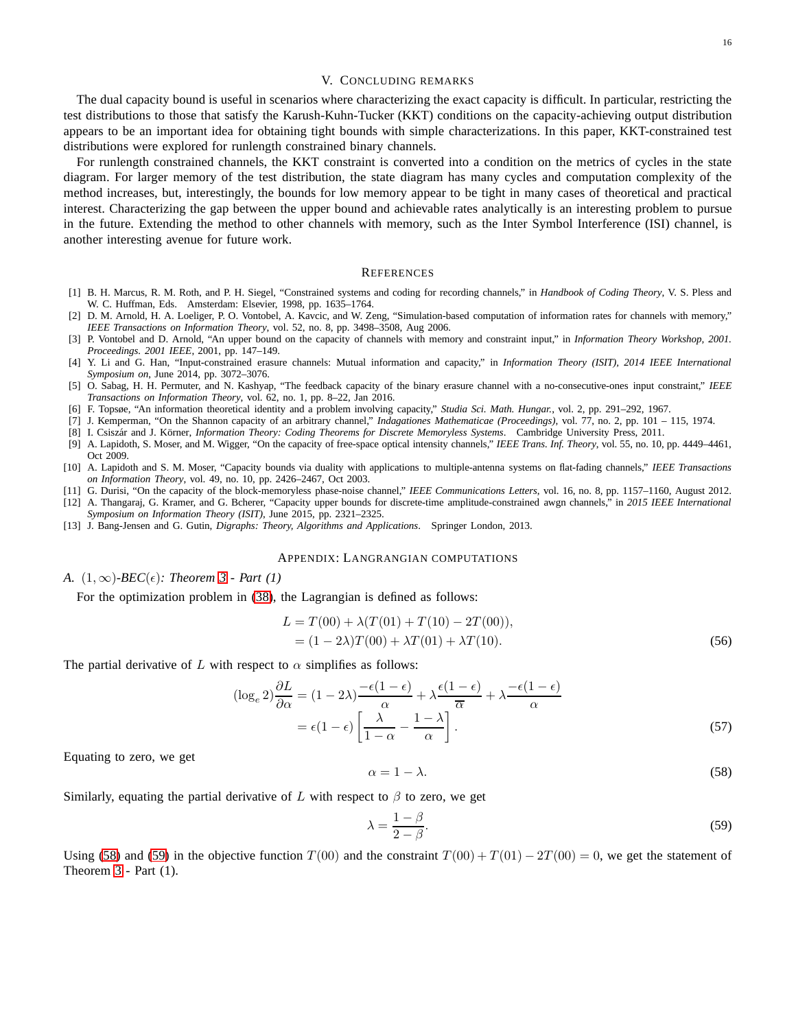## V. Concluding remarks

The dual capacity bound is useful in scenarios where characterizing the exact capacity is difficult. In particular, restricting the test distributions to those that satisfy the Karush-Kuhn-Tucker (KKT) conditions on the capacity-achieving output distribution appears to be an important idea for obtaining tight bounds with simple characterizations. In this paper, KKT-constrained test distributions were explored for runlength constrained binary channels.

For runlength constrained channels, the KKT constraint is converted into a condition on the metrics of cycles in the state diagram. For larger memory of the test distribution, the state diagram has many cycles and computation complexity of the method increases, but, interestingly, the bounds for low memory appear to be tight in many cases of theoretical and practical interest. Characterizing the gap between the upper bound and achievable rates analytically is an interesting problem to pursue in the future. Extending the method to other channels with memory, such as the Inter Symbol Interference (ISI) channel, is another interesting avenue for future work.

## References

[1] B. H. Marcus, R. M. Roth, and P. H. Siegel, "Constrained systems and coding for recording channels," in *Handbook of Coding Theory*, V. S. Pless and W. C. Huffman, Eds. Amsterdam: Elsevier, 1998, pp. 1635–1764.

[2] D. M. Arnold, H. A. Loeliger, P. O. Vontobel, A. Kavcic, and W. Zeng, "Simulation-based computation of information rates for channels with memory," *IEEE Transactions on Information Theory*, vol. 52, no. 8, pp. 3498–3508, Aug 2006.

[3] P. Vontobel and D. Arnold, "An upper bound on the capacity of channels with memory and constraint input," in *Information Theory Workshop, 2001. Proceedings. 2001 IEEE*, 2001, pp. 147–149.

[4] Y. Li and G. Han, "Input-constrained erasure channels: Mutual information and capacity," in *Information Theory (ISIT), 2014 IEEE International Symposium on*, June 2014, pp. 3072–3076.

[5] O. Sabag, H. H. Permuter, and N. Kashyap, "The feedback capacity of the binary erasure channel with a no-consecutive-ones input constraint," *IEEE Transactions on Information Theory*, vol. 62, no. 1, pp. 8–22, Jan 2016.

[6] F. Topsøe, "An information theoretical identity and a problem involving capacity," *Studia Sci. Math. Hungar.*, vol. 2, pp. 291–292, 1967.

[7] J. Kemperman, "On the Shannon capacity of an arbitrary channel," *Indagationes Mathematicae (Proceedings)*, vol. 77, no. 2, pp. 101 – 115, 1974.

[8] I. Csiszár and J. Körner, *Information Theory: Coding Theorems for Discrete Memoryless Systems*. Cambridge University Press, 2011.

[9] A. Lapidoth, S. Moser, and M. Wigger, "On the capacity of free-space optical intensity channels," *IEEE Trans. Inf. Theory*, vol. 55, no. 10, pp. 4449–4461, Oct 2009.

[10] A. Lapidoth and S. M. Moser, "Capacity bounds via duality with applications to multiple-antenna systems on flat-fading channels," *IEEE Transactions on Information Theory*, vol. 49, no. 10, pp. 2426–2467, Oct 2003.

[11] G. Durisi, "On the capacity of the block-memoryless phase-noise channel," *IEEE Communications Letters*, vol. 16, no. 8, pp. 1157–1160, August 2012.

[12] A. Thangaraj, G. Kramer, and G. Bcherer, "Capacity upper bounds for discrete-time amplitude-constrained awgn channels," in *2015 IEEE International Symposium on Information Theory (ISIT)*, June 2015, pp. 2321–2325.

[13] J. Bang-Jensen and G. Gutin, *Digraphs: Theory, Algorithms and Applications*. Springer London, 2013.

## Appendix: Langrangian computations

### A. $(1,\infty)$-BEC($\epsilon$): Theorem 3 - Part (1)

For the optimization problem in (38), the Lagrangian is defined as follows:

$$
\begin{aligned}
L &= T(00) + \lambda(T(01) + T(10) - 2T(00)),\\
&= (1-2\lambda)T(00) + \lambda T(01) + \lambda T(10).
\end{aligned}
\tag{56}
$$

The partial derivative of $L$ with respect to $\alpha$ simplifies as follows:

$$
\begin{aligned}
(\log_e 2)\frac{\partial L}{\partial \alpha} &= (1-2\lambda)\frac{-\epsilon(1-\epsilon)}{\alpha} + \lambda\frac{\epsilon(1-\epsilon)}{\overline{\alpha}} + \lambda\frac{-\epsilon(1-\epsilon)}{\alpha}\\
&= \epsilon(1-\epsilon)\left[\frac{\lambda}{1-\alpha} - \frac{1-\lambda}{\alpha}\right].
\end{aligned}
\tag{57}
$$

Equating to zero, we get

$$
\alpha = 1 - \lambda. \tag{58}
$$

Similarly, equating the partial derivative of $L$ with respect to $\beta$ to zero, we get

$$
\lambda = \frac{1-\beta}{2-\beta}. \tag{59}
$$

Using (58) and (59) in the objective function $T(00)$ and the constraint $T(00) + T(01) - 2T(00) = 0$, we get the statement of Theorem 3 - Part (1).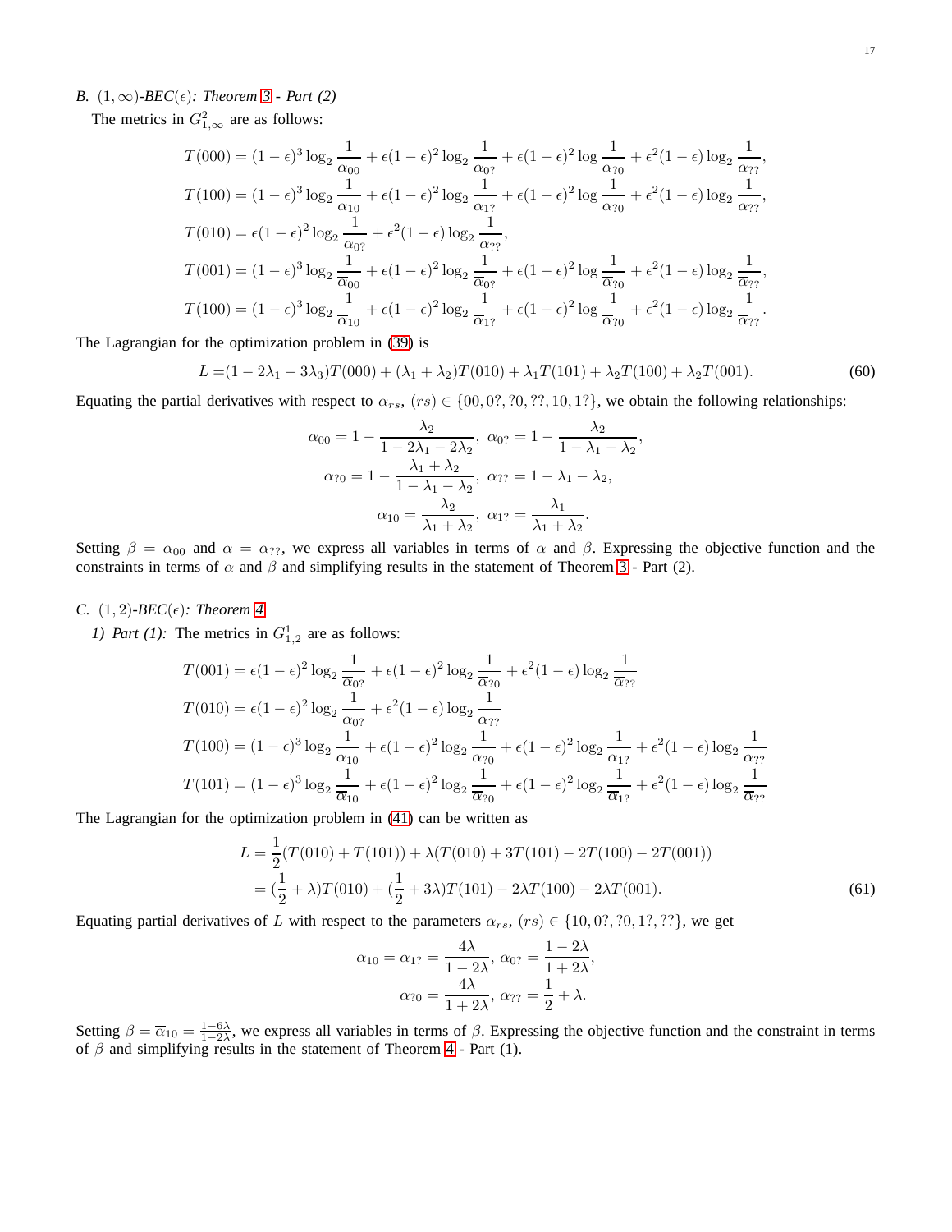### B. $(1,\infty)$-BEC($\epsilon$): Theorem 3 - Part (2)

The metrics in $G^2_{1,\infty}$ are as follows:

$$
\begin{aligned}
T(000) &= (1-\epsilon)^3 \log_2 \frac{1}{\alpha_{00}} + \epsilon(1-\epsilon)^2 \log_2 \frac{1}{\alpha_{0?}} + \epsilon(1-\epsilon)^2 \log \frac{1}{\alpha_{?0}} + \epsilon^2(1-\epsilon) \log_2 \frac{1}{\alpha_{??}},\\
T(100) &= (1-\epsilon)^3 \log_2 \frac{1}{\alpha_{10}} + \epsilon(1-\epsilon)^2 \log_2 \frac{1}{\alpha_{1?}} + \epsilon(1-\epsilon)^2 \log \frac{1}{\alpha_{?0}} + \epsilon^2(1-\epsilon) \log_2 \frac{1}{\alpha_{??}},\\
T(010) &= \epsilon(1-\epsilon)^2 \log_2 \frac{1}{\alpha_{0?}} + \epsilon^2(1-\epsilon) \log_2 \frac{1}{\alpha_{??}},\\
T(001) &= (1-\epsilon)^3 \log_2 \frac{1}{\overline{\alpha}_{00}} + \epsilon(1-\epsilon)^2 \log_2 \frac{1}{\overline{\alpha}_{0?}} + \epsilon(1-\epsilon)^2 \log \frac{1}{\overline{\alpha}_{?0}} + \epsilon^2(1-\epsilon) \log_2 \frac{1}{\overline{\alpha}_{??}},\\
T(100) &= (1-\epsilon)^3 \log_2 \frac{1}{\overline{\alpha}_{10}} + \epsilon(1-\epsilon)^2 \log_2 \frac{1}{\overline{\alpha}_{1?}} + \epsilon(1-\epsilon)^2 \log \frac{1}{\overline{\alpha}_{?0}} + \epsilon^2(1-\epsilon) \log_2 \frac{1}{\overline{\alpha}_{??}}.
\end{aligned}
$$

The Lagrangian for the optimization problem in (39) is

$$
L = (1-2\lambda_1 - 3\lambda_3)T(000) + (\lambda_1+\lambda_2)T(010) + \lambda_1 T(101) + \lambda_2 T(100) + \lambda_2 T(001). \tag{60}
$$

Equating the partial derivatives with respect to $\alpha_{rs}$, $(rs) \in \{00, 0?, ?0, ??, 10, 1?\}$, we obtain the following relationships:

$$
\begin{aligned}
\alpha_{00} &= 1 - \frac{\lambda_2}{1-2\lambda_1-2\lambda_2},\ \alpha_{0?} = 1 - \frac{\lambda_2}{1-\lambda_1-\lambda_2},\\
\alpha_{?0} &= 1 - \frac{\lambda_1+\lambda_2}{1-\lambda_1-\lambda_2},\ \alpha_{??} = 1-\lambda_1-\lambda_2,\\
\alpha_{10} &= \frac{\lambda_2}{\lambda_1+\lambda_2},\ \alpha_{1?} = \frac{\lambda_1}{\lambda_1+\lambda_2}.
\end{aligned}
$$

Setting $\beta = \alpha_{00}$ and $\alpha = \alpha_{??}$, we express all variables in terms of $\alpha$ and $\beta$. Expressing the objective function and the constraints in terms of $\alpha$ and $\beta$ and simplifying results in the statement of Theorem 3 - Part (2).

### C. $(1,2)$-BEC($\epsilon$): Theorem 4

*1) Part (1):* The metrics in $G^1_{1,2}$ are as follows:

$$
\begin{aligned}
T(001) &= \epsilon(1-\epsilon)^2 \log_2 \frac{1}{\overline{\alpha}_{0?}} + \epsilon(1-\epsilon)^2 \log_2 \frac{1}{\overline{\alpha}_{?0}} + \epsilon^2(1-\epsilon) \log_2 \frac{1}{\overline{\alpha}_{??}}\\
T(010) &= \epsilon(1-\epsilon)^2 \log_2 \frac{1}{\alpha_{0?}} + \epsilon^2(1-\epsilon) \log_2 \frac{1}{\alpha_{??}}\\
T(100) &= (1-\epsilon)^3 \log_2 \frac{1}{\alpha_{10}} + \epsilon(1-\epsilon)^2 \log_2 \frac{1}{\alpha_{?0}} + \epsilon(1-\epsilon)^2 \log_2 \frac{1}{\alpha_{1?}} + \epsilon^2(1-\epsilon) \log_2 \frac{1}{\alpha_{??}}\\
T(101) &= (1-\epsilon)^3 \log_2 \frac{1}{\overline{\alpha}_{10}} + \epsilon(1-\epsilon)^2 \log_2 \frac{1}{\overline{\alpha}_{?0}} + \epsilon(1-\epsilon)^2 \log_2 \frac{1}{\overline{\alpha}_{1?}} + \epsilon^2(1-\epsilon) \log_2 \frac{1}{\overline{\alpha}_{??}}
\end{aligned}
$$

The Lagrangian for the optimization problem in (41) can be written as

$$
\begin{aligned}
L &= \frac{1}{2}(T(010)+T(101)) + \lambda(T(010) + 3T(101) - 2T(100) - 2T(001))\\
&= (\frac{1}{2}+\lambda)T(010) + (\frac{1}{2}+3\lambda)T(101) - 2\lambda T(100) - 2\lambda T(001).
\end{aligned} \tag{61}
$$

Equating partial derivatives of $L$ with respect to the parameters $\alpha_{rs}$, $(rs) \in \{10, 0?, ?0, 1?, ??\}$, we get

$$
\begin{aligned}
\alpha_{10} = \alpha_{1?} &= \frac{4\lambda}{1-2\lambda},\ \alpha_{0?} = \frac{1-2\lambda}{1+2\lambda},\\
\alpha_{?0} &= \frac{4\lambda}{1+2\lambda},\ \alpha_{??} = \frac{1}{2}+\lambda.
\end{aligned}
$$

Setting $\beta = \overline{\alpha}_{10} = \frac{1-6\lambda}{1-2\lambda}$, we express all variables in terms of $\beta$. Expressing the objective function and the constraint in terms of $\beta$ and simplifying results in the statement of Theorem 4 - Part (1).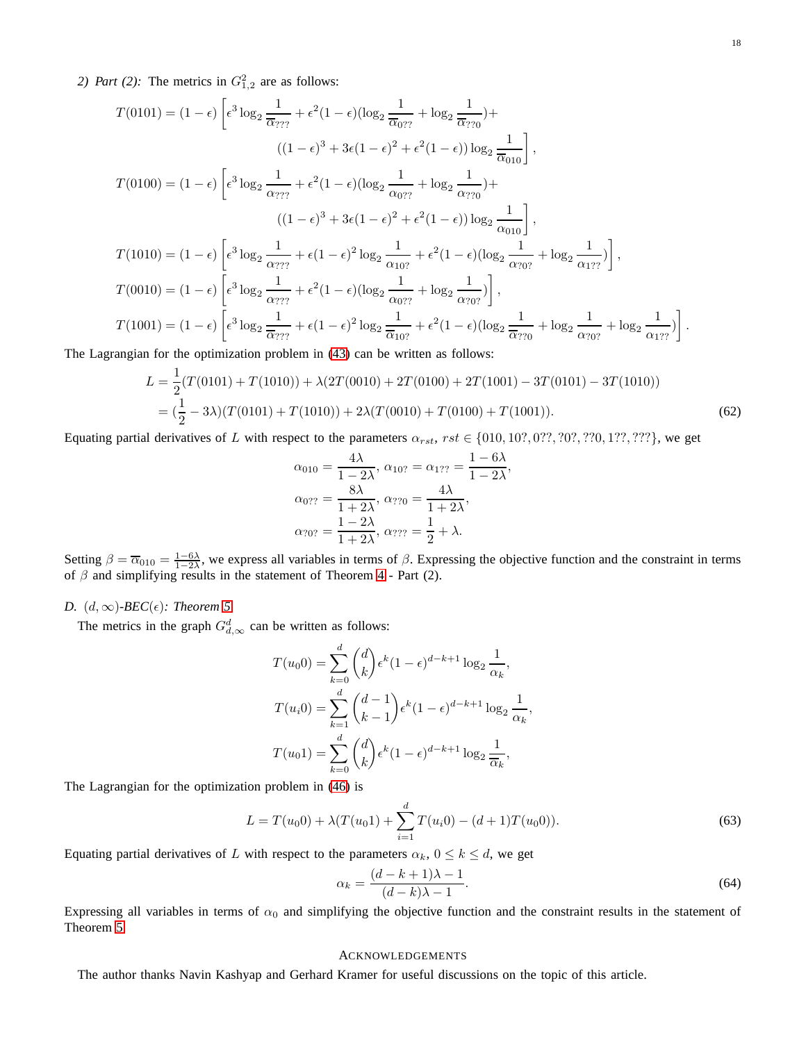*2) Part (2):* The metrics in $G^2_{1,2}$ are as follows:

$$
\begin{aligned}
T(0101) &= (1-\epsilon)\Bigg[\epsilon^3 \log_2 \frac{1}{\overline{\alpha}_{???}} + \epsilon^2(1-\epsilon)(\log_2 \frac{1}{\overline{\alpha}_{0??}} + \log_2 \frac{1}{\overline{\alpha}_{??0}}) + \\
&\qquad ((1-\epsilon)^3 + 3\epsilon(1-\epsilon)^2 + \epsilon^2(1-\epsilon)) \log_2 \frac{1}{\overline{\alpha}_{010}}\Bigg], \\
T(0100) &= (1-\epsilon)\Bigg[\epsilon^3 \log_2 \frac{1}{\alpha_{???}} + \epsilon^2(1-\epsilon)(\log_2 \frac{1}{\alpha_{0??}} + \log_2 \frac{1}{\alpha_{??0}}) + \\
&\qquad ((1-\epsilon)^3 + 3\epsilon(1-\epsilon)^2 + \epsilon^2(1-\epsilon)) \log_2 \frac{1}{\alpha_{010}}\Bigg], \\
T(1010) &= (1-\epsilon)\Bigg[\epsilon^3 \log_2 \frac{1}{\alpha_{???}} + \epsilon(1-\epsilon)^2 \log_2 \frac{1}{\alpha_{10?}} + \epsilon^2(1-\epsilon)(\log_2 \frac{1}{\alpha_{?0?}} + \log_2 \frac{1}{\alpha_{1??}})\Bigg], \\
T(0010) &= (1-\epsilon)\Bigg[\epsilon^3 \log_2 \frac{1}{\alpha_{???}} + \epsilon^2(1-\epsilon)(\log_2 \frac{1}{\alpha_{0??}} + \log_2 \frac{1}{\alpha_{?0?}})\Bigg], \\
T(1001) &= (1-\epsilon)\Bigg[\epsilon^3 \log_2 \frac{1}{\overline{\alpha}_{???}} + \epsilon(1-\epsilon)^2 \log_2 \frac{1}{\overline{\alpha}_{10?}} + \epsilon^2(1-\epsilon)(\log_2 \frac{1}{\overline{\alpha}_{??0}} + \log_2 \frac{1}{\alpha_{?0?}} + \log_2 \frac{1}{\alpha_{1??}})\Bigg].
\end{aligned}
$$

The Lagrangian for the optimization problem in (43) can be written as follows:

$$
\begin{aligned}
L &= \frac{1}{2}(T(0101) + T(1010)) + \lambda(2T(0010) + 2T(0100) + 2T(1001) - 3T(0101) - 3T(1010)) \\
&= (\frac{1}{2} - 3\lambda)(T(0101) + T(1010)) + 2\lambda(T(0010) + T(0100) + T(1001)).
\end{aligned} \tag{62}
$$

Equating partial derivatives of $L$ with respect to the parameters $\alpha_{rst}$, $rst \in \{010, 10?, 0??, ?0?, ??0, 1??, ???\}$, we get

$$
\begin{aligned}
\alpha_{010} &= \frac{4\lambda}{1-2\lambda},\ \alpha_{10?} = \alpha_{1??} = \frac{1-6\lambda}{1-2\lambda}, \\
\alpha_{0??} &= \frac{8\lambda}{1+2\lambda},\ \alpha_{??0} = \frac{4\lambda}{1+2\lambda}, \\
\alpha_{?0?} &= \frac{1-2\lambda}{1+2\lambda},\ \alpha_{???} = \frac{1}{2} + \lambda.
\end{aligned}
$$

Setting $\beta = \overline{\alpha}_{010} = \frac{1-6\lambda}{1-2\lambda}$, we express all variables in terms of $\beta$. Expressing the objective function and the constraint in terms of $\beta$ and simplifying results in the statement of Theorem 4 - Part (2).

### *D. $(d,\infty)$-BEC($\epsilon$): Theorem 5*

The metrics in the graph $G^d_{d,\infty}$ can be written as follows:

$$
\begin{aligned}
T(u_0 0) &= \sum_{k=0}^{d} \binom{d}{k} \epsilon^k (1-\epsilon)^{d-k+1} \log_2 \frac{1}{\alpha_k}, \\
T(u_i 0) &= \sum_{k=1}^{d} \binom{d-1}{k-1} \epsilon^k (1-\epsilon)^{d-k+1} \log_2 \frac{1}{\alpha_k}, \\
T(u_0 1) &= \sum_{k=0}^{d} \binom{d}{k} \epsilon^k (1-\epsilon)^{d-k+1} \log_2 \frac{1}{\overline{\alpha}_k},
\end{aligned}
$$

The Lagrangian for the optimization problem in (46) is

$$
L = T(u_0 0) + \lambda(T(u_0 1) + \sum_{i=1}^{d} T(u_i 0) - (d+1)T(u_0 0)). \tag{63}
$$

Equating partial derivatives of $L$ with respect to the parameters $\alpha_k$, $0 \le k \le d$, we get

$$
\alpha_k = \frac{(d-k+1)\lambda - 1}{(d-k)\lambda - 1}. \tag{64}
$$

Expressing all variables in terms of $\alpha_0$ and simplifying the objective function and the constraint results in the statement of Theorem 5.

## ACKNOWLEDGEMENTS

The author thanks Navin Kashyap and Gerhard Kramer for useful discussions on the topic of this article.